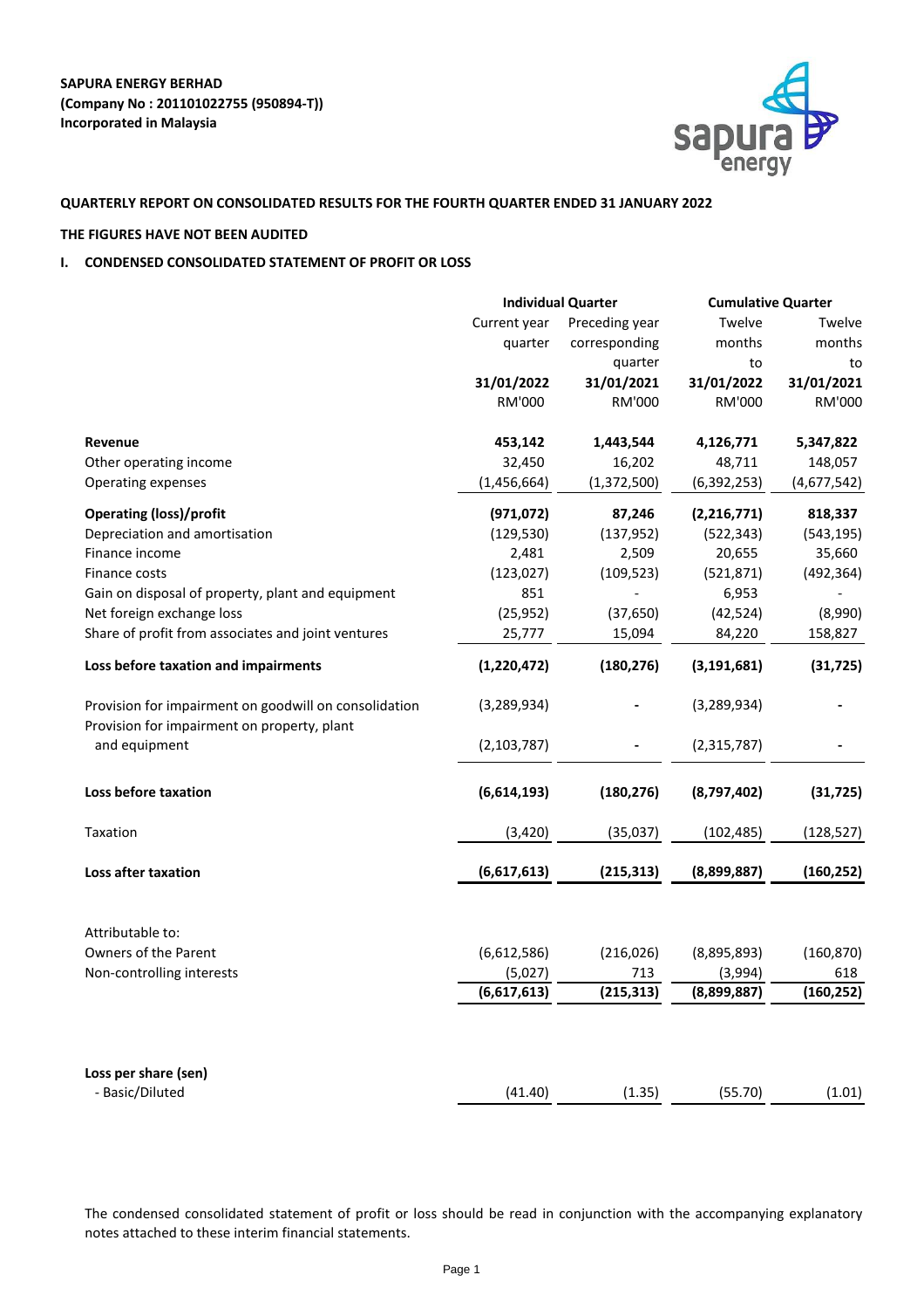**SAPURA ENERGY BERHAD**
**(Company No : 201101022755 (950894-T))**
**Incorporated in Malaysia**

**QUARTERLY REPORT ON CONSOLIDATED RESULTS FOR THE FOURTH QUARTER ENDED 31 JANUARY 2022**

**THE FIGURES HAVE NOT BEEN AUDITED**

## I. CONDENSED CONSOLIDATED STATEMENT OF PROFIT OR LOSS

| | Individual Quarter | | Cumulative Quarter | |
|---|---|---|---|---|
| | Current year quarter | Preceding year corresponding quarter | Twelve months to | Twelve months to |
| | **31/01/2022** | **31/01/2021** | **31/01/2022** | **31/01/2021** |
| | RM'000 | RM'000 | RM'000 | RM'000 |
| **Revenue** | **453,142** | **1,443,544** | **4,126,771** | **5,347,822** |
| Other operating income | 32,450 | 16,202 | 48,711 | 148,057 |
| Operating expenses | (1,456,664) | (1,372,500) | (6,392,253) | (4,677,542) |
| **Operating (loss)/profit** | **(971,072)** | **87,246** | **(2,216,771)** | **818,337** |
| Depreciation and amortisation | (129,530) | (137,952) | (522,343) | (543,195) |
| Finance income | 2,481 | 2,509 | 20,655 | 35,660 |
| Finance costs | (123,027) | (109,523) | (521,871) | (492,364) |
| Gain on disposal of property, plant and equipment | 851 | - | 6,953 | - |
| Net foreign exchange loss | (25,952) | (37,650) | (42,524) | (8,990) |
| Share of profit from associates and joint ventures | 25,777 | 15,094 | 84,220 | 158,827 |
| **Loss before taxation and impairments** | **(1,220,472)** | **(180,276)** | **(3,191,681)** | **(31,725)** |
| Provision for impairment on goodwill on consolidation | (3,289,934) | - | (3,289,934) | - |
| Provision for impairment on property, plant and equipment | (2,103,787) | - | (2,315,787) | - |
| **Loss before taxation** | **(6,614,193)** | **(180,276)** | **(8,797,402)** | **(31,725)** |
| Taxation | (3,420) | (35,037) | (102,485) | (128,527) |
| **Loss after taxation** | **(6,617,613)** | **(215,313)** | **(8,899,887)** | **(160,252)** |
| Attributable to: | | | | |
| Owners of the Parent | (6,612,586) | (216,026) | (8,895,893) | (160,870) |
| Non-controlling interests | (5,027) | 713 | (3,994) | 618 |
| | **(6,617,613)** | **(215,313)** | **(8,899,887)** | **(160,252)** |
| **Loss per share (sen)** | | | | |
| - Basic/Diluted | (41.40) | (1.35) | (55.70) | (1.01) |

The condensed consolidated statement of profit or loss should be read in conjunction with the accompanying explanatory notes attached to these interim financial statements.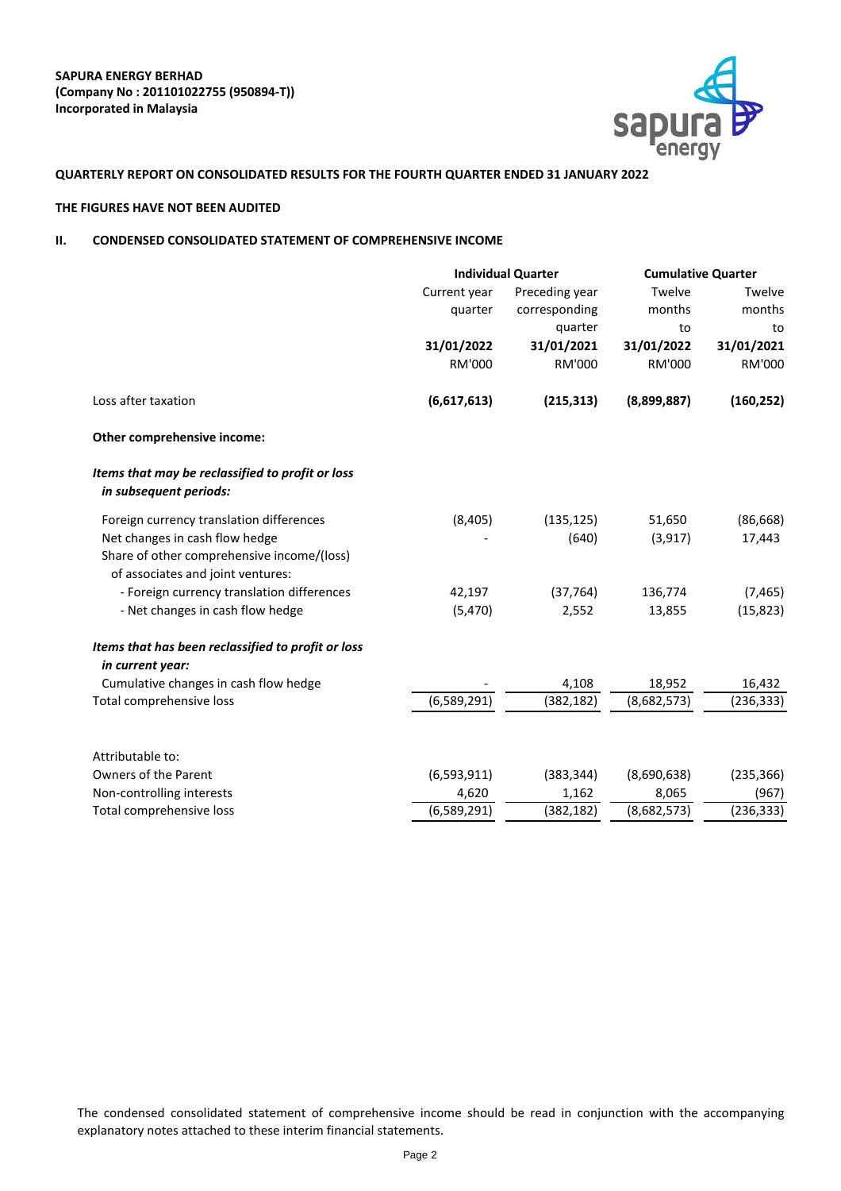**SAPURA ENERGY BERHAD**
**(Company No : 201101022755 (950894-T))**
**Incorporated in Malaysia**

**QUARTERLY REPORT ON CONSOLIDATED RESULTS FOR THE FOURTH QUARTER ENDED 31 JANUARY 2022**

**THE FIGURES HAVE NOT BEEN AUDITED**

## II. CONDENSED CONSOLIDATED STATEMENT OF COMPREHENSIVE INCOME

| | Individual Quarter | | Cumulative Quarter | |
|---|---|---|---|---|
| | Current year quarter | Preceding year corresponding quarter | Twelve months to | Twelve months to |
| | **31/01/2022** | **31/01/2021** | **31/01/2022** | **31/01/2021** |
| | RM'000 | RM'000 | RM'000 | RM'000 |
| Loss after taxation | **(6,617,613)** | **(215,313)** | **(8,899,887)** | **(160,252)** |
| **Other comprehensive income:** | | | | |
| ***Items that may be reclassified to profit or loss in subsequent periods:*** | | | | |
| Foreign currency translation differences | (8,405) | (135,125) | 51,650 | (86,668) |
| Net changes in cash flow hedge | - | (640) | (3,917) | 17,443 |
| Share of other comprehensive income/(loss) of associates and joint ventures: | | | | |
| - Foreign currency translation differences | 42,197 | (37,764) | 136,774 | (7,465) |
| - Net changes in cash flow hedge | (5,470) | 2,552 | 13,855 | (15,823) |
| ***Items that has been reclassified to profit or loss in current year:*** | | | | |
| Cumulative changes in cash flow hedge | - | 4,108 | 18,952 | 16,432 |
| Total comprehensive loss | (6,589,291) | (382,182) | (8,682,573) | (236,333) |
| | | | | |
| Attributable to: | | | | |
| Owners of the Parent | (6,593,911) | (383,344) | (8,690,638) | (235,366) |
| Non-controlling interests | 4,620 | 1,162 | 8,065 | (967) |
| Total comprehensive loss | (6,589,291) | (382,182) | (8,682,573) | (236,333) |

The condensed consolidated statement of comprehensive income should be read in conjunction with the accompanying explanatory notes attached to these interim financial statements.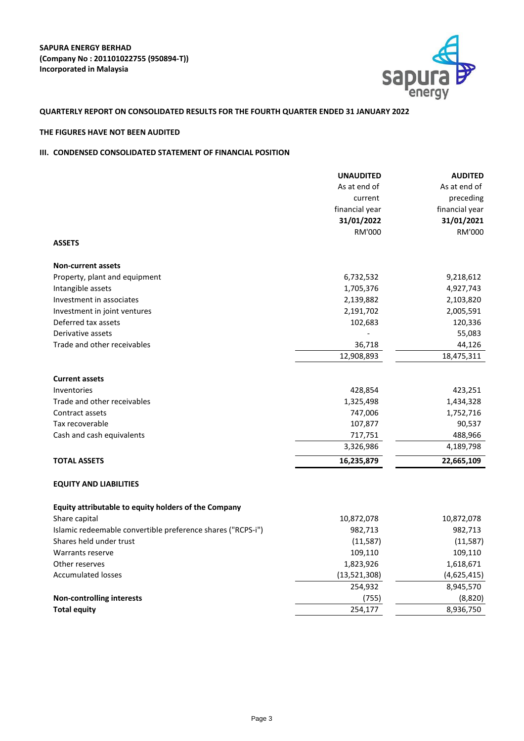**SAPURA ENERGY BERHAD**
**(Company No : 201101022755 (950894-T))**
**Incorporated in Malaysia**

**QUARTERLY REPORT ON CONSOLIDATED RESULTS FOR THE FOURTH QUARTER ENDED 31 JANUARY 2022**

**THE FIGURES HAVE NOT BEEN AUDITED**

### III. CONDENSED CONSOLIDATED STATEMENT OF FINANCIAL POSITION

| | **UNAUDITED** As at end of current financial year **31/01/2022** RM'000 | **AUDITED** As at end of preceding financial year **31/01/2021** RM'000 |
|---|---|---|
| **ASSETS** | | |
| **Non-current assets** | | |
| Property, plant and equipment | 6,732,532 | 9,218,612 |
| Intangible assets | 1,705,376 | 4,927,743 |
| Investment in associates | 2,139,882 | 2,103,820 |
| Investment in joint ventures | 2,191,702 | 2,005,591 |
| Deferred tax assets | 102,683 | 120,336 |
| Derivative assets | - | 55,083 |
| Trade and other receivables | 36,718 | 44,126 |
| | 12,908,893 | 18,475,311 |
| **Current assets** | | |
| Inventories | 428,854 | 423,251 |
| Trade and other receivables | 1,325,498 | 1,434,328 |
| Contract assets | 747,006 | 1,752,716 |
| Tax recoverable | 107,877 | 90,537 |
| Cash and cash equivalents | 717,751 | 488,966 |
| | 3,326,986 | 4,189,798 |
| **TOTAL ASSETS** | **16,235,879** | **22,665,109** |
| **EQUITY AND LIABILITIES** | | |
| **Equity attributable to equity holders of the Company** | | |
| Share capital | 10,872,078 | 10,872,078 |
| Islamic redeemable convertible preference shares ("RCPS-i") | 982,713 | 982,713 |
| Shares held under trust | (11,587) | (11,587) |
| Warrants reserve | 109,110 | 109,110 |
| Other reserves | 1,823,926 | 1,618,671 |
| Accumulated losses | (13,521,308) | (4,625,415) |
| | 254,932 | 8,945,570 |
| **Non-controlling interests** | (755) | (8,820) |
| **Total equity** | 254,177 | 8,936,750 |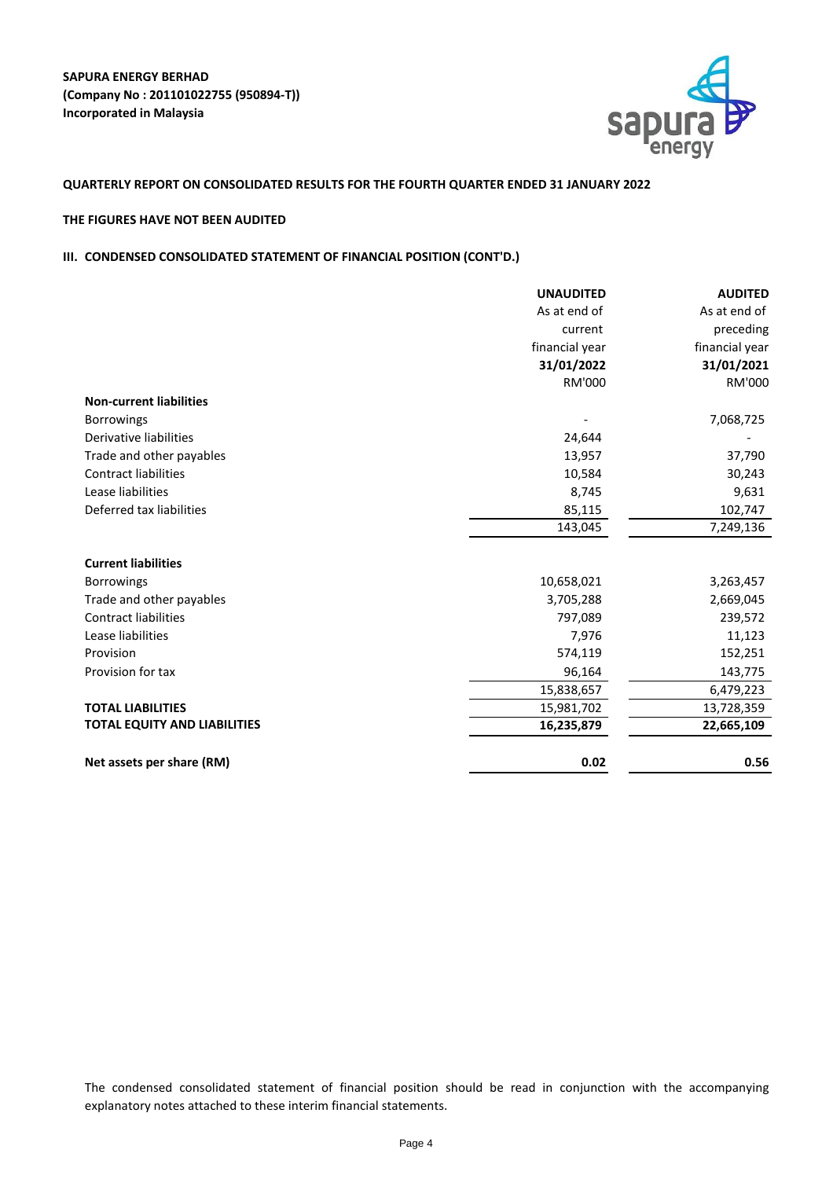**SAPURA ENERGY BERHAD**
**(Company No : 201101022755 (950894-T))**
**Incorporated in Malaysia**

**QUARTERLY REPORT ON CONSOLIDATED RESULTS FOR THE FOURTH QUARTER ENDED 31 JANUARY 2022**

**THE FIGURES HAVE NOT BEEN AUDITED**

**III. CONDENSED CONSOLIDATED STATEMENT OF FINANCIAL POSITION (CONT'D.)**

| | **UNAUDITED** As at end of current financial year **31/01/2022** RM'000 | **AUDITED** As at end of preceding financial year **31/01/2021** RM'000 |
|---|---|---|
| **Non-current liabilities** | | |
| Borrowings | - | 7,068,725 |
| Derivative liabilities | 24,644 | - |
| Trade and other payables | 13,957 | 37,790 |
| Contract liabilities | 10,584 | 30,243 |
| Lease liabilities | 8,745 | 9,631 |
| Deferred tax liabilities | 85,115 | 102,747 |
| | 143,045 | 7,249,136 |
| **Current liabilities** | | |
| Borrowings | 10,658,021 | 3,263,457 |
| Trade and other payables | 3,705,288 | 2,669,045 |
| Contract liabilities | 797,089 | 239,572 |
| Lease liabilities | 7,976 | 11,123 |
| Provision | 574,119 | 152,251 |
| Provision for tax | 96,164 | 143,775 |
| | 15,838,657 | 6,479,223 |
| **TOTAL LIABILITIES** | 15,981,702 | 13,728,359 |
| **TOTAL EQUITY AND LIABILITIES** | **16,235,879** | **22,665,109** |
| **Net assets per share (RM)** | **0.02** | **0.56** |

The condensed consolidated statement of financial position should be read in conjunction with the accompanying explanatory notes attached to these interim financial statements.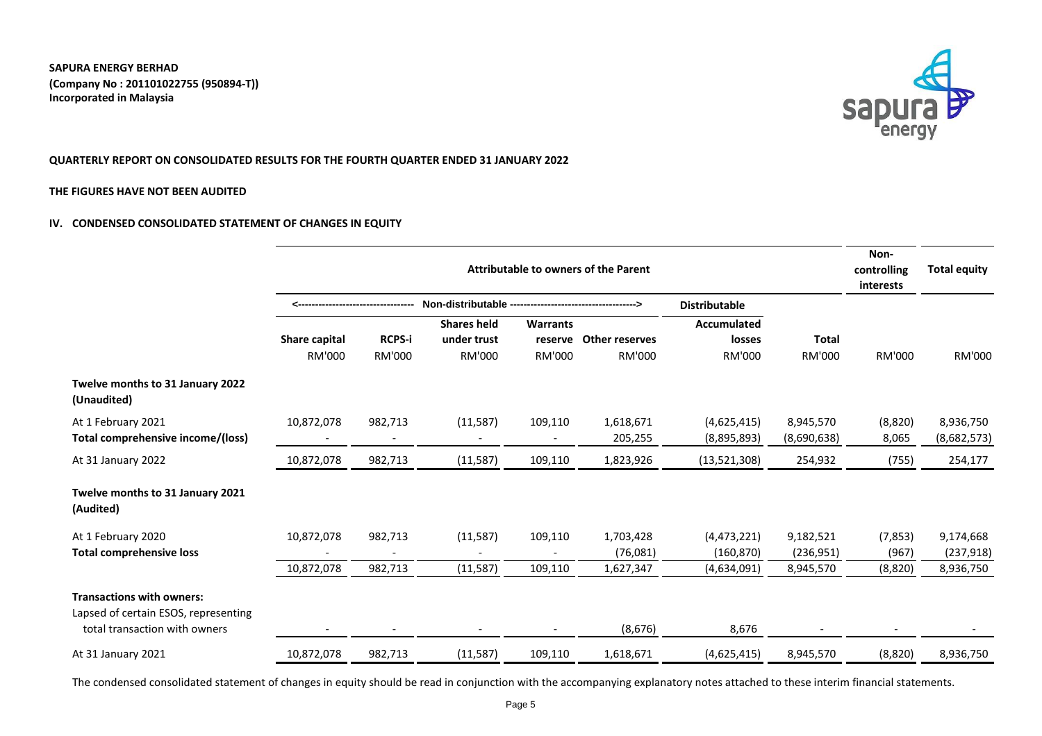**SAPURA ENERGY BERHAD**
**(Company No : 201101022755 (950894-T))**
**Incorporated in Malaysia**

**QUARTERLY REPORT ON CONSOLIDATED RESULTS FOR THE FOURTH QUARTER ENDED 31 JANUARY 2022**

**THE FIGURES HAVE NOT BEEN AUDITED**

## IV. CONDENSED CONSOLIDATED STATEMENT OF CHANGES IN EQUITY

| | Attributable to owners of the Parent | | | | | | | Non-controlling interests | Total equity |
|---|---|---|---|---|---|---|---|---|---|
| | <---------- Non-distributable | | | | ----------> | Distributable | | | |
| | Share capital | RCPS-i | Shares held under trust | Warrants reserve | Other reserves | Accumulated losses | Total | | |
| | RM'000 | RM'000 | RM'000 | RM'000 | RM'000 | RM'000 | RM'000 | RM'000 | RM'000 |
| **Twelve months to 31 January 2022 (Unaudited)** | | | | | | | | | |
| At 1 February 2021 | 10,872,078 | 982,713 | (11,587) | 109,110 | 1,618,671 | (4,625,415) | 8,945,570 | (8,820) | 8,936,750 |
| **Total comprehensive income/(loss)** | - | - | - | - | 205,255 | (8,895,893) | (8,690,638) | 8,065 | (8,682,573) |
| At 31 January 2022 | 10,872,078 | 982,713 | (11,587) | 109,110 | 1,823,926 | (13,521,308) | 254,932 | (755) | 254,177 |
| **Twelve months to 31 January 2021 (Audited)** | | | | | | | | | |
| At 1 February 2020 | 10,872,078 | 982,713 | (11,587) | 109,110 | 1,703,428 | (4,473,221) | 9,182,521 | (7,853) | 9,174,668 |
| **Total comprehensive loss** | - | - | - | - | (76,081) | (160,870) | (236,951) | (967) | (237,918) |
| | 10,872,078 | 982,713 | (11,587) | 109,110 | 1,627,347 | (4,634,091) | 8,945,570 | (8,820) | 8,936,750 |
| **Transactions with owners:** | | | | | | | | | |
| Lapsed of certain ESOS, representing total transaction with owners | - | - | - | - | (8,676) | 8,676 | - | - | - |
| At 31 January 2021 | 10,872,078 | 982,713 | (11,587) | 109,110 | 1,618,671 | (4,625,415) | 8,945,570 | (8,820) | 8,936,750 |

The condensed consolidated statement of changes in equity should be read in conjunction with the accompanying explanatory notes attached to these interim financial statements.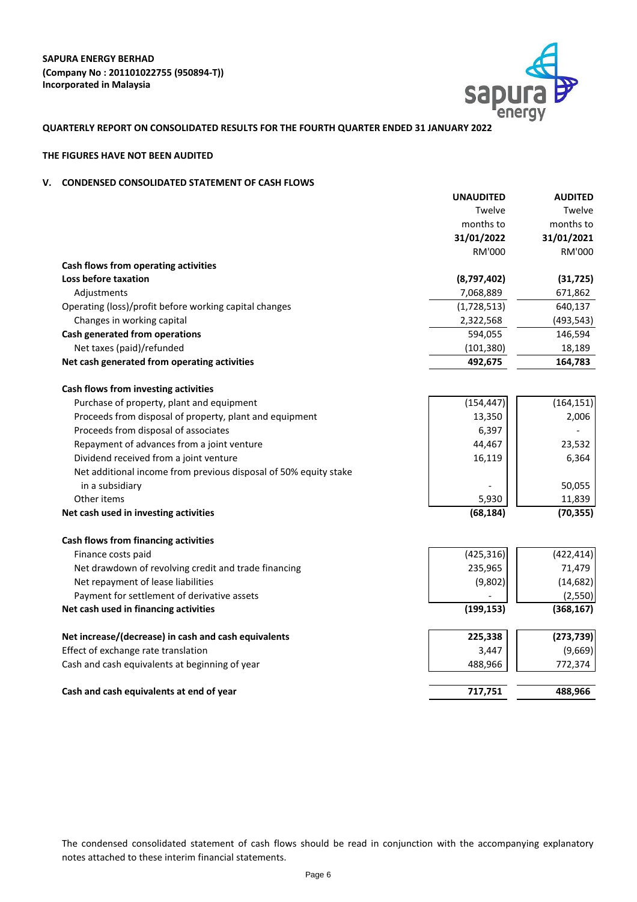**SAPURA ENERGY BERHAD**
**(Company No : 201101022755 (950894-T))**
**Incorporated in Malaysia**

**QUARTERLY REPORT ON CONSOLIDATED RESULTS FOR THE FOURTH QUARTER ENDED 31 JANUARY 2022**

**THE FIGURES HAVE NOT BEEN AUDITED**

## V. CONDENSED CONSOLIDATED STATEMENT OF CASH FLOWS

| | **UNAUDITED** Twelve months to **31/01/2022** RM'000 | **AUDITED** Twelve months to **31/01/2021** RM'000 |
|---|---|---|
| **Cash flows from operating activities** | | |
| **Loss before taxation** | **(8,797,402)** | **(31,725)** |
| Adjustments | 7,068,889 | 671,862 |
| Operating (loss)/profit before working capital changes | (1,728,513) | 640,137 |
| Changes in working capital | 2,322,568 | (493,543) |
| **Cash generated from operations** | 594,055 | 146,594 |
| Net taxes (paid)/refunded | (101,380) | 18,189 |
| **Net cash generated from operating activities** | **492,675** | **164,783** |
| | | |
| **Cash flows from investing activities** | | |
| Purchase of property, plant and equipment | (154,447) | (164,151) |
| Proceeds from disposal of property, plant and equipment | 13,350 | 2,006 |
| Proceeds from disposal of associates | 6,397 | - |
| Repayment of advances from a joint venture | 44,467 | 23,532 |
| Dividend received from a joint venture | 16,119 | 6,364 |
| Net additional income from previous disposal of 50% equity stake in a subsidiary | - | 50,055 |
| Other items | 5,930 | 11,839 |
| **Net cash used in investing activities** | **(68,184)** | **(70,355)** |
| | | |
| **Cash flows from financing activities** | | |
| Finance costs paid | (425,316) | (422,414) |
| Net drawdown of revolving credit and trade financing | 235,965 | 71,479 |
| Net repayment of lease liabilities | (9,802) | (14,682) |
| Payment for settlement of derivative assets | - | (2,550) |
| **Net cash used in financing activities** | **(199,153)** | **(368,167)** |
| | | |
| **Net increase/(decrease) in cash and cash equivalents** | **225,338** | **(273,739)** |
| Effect of exchange rate translation | 3,447 | (9,669) |
| Cash and cash equivalents at beginning of year | 488,966 | 772,374 |
| | | |
| **Cash and cash equivalents at end of year** | **717,751** | **488,966** |

The condensed consolidated statement of cash flows should be read in conjunction with the accompanying explanatory notes attached to these interim financial statements.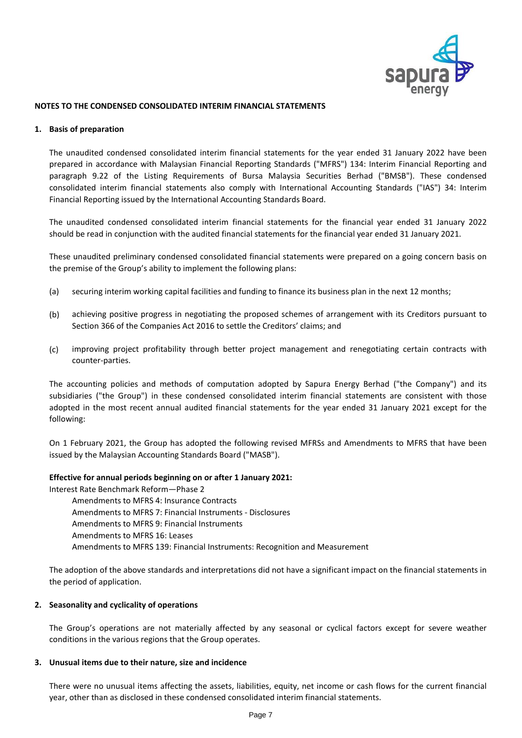## NOTES TO THE CONDENSED CONSOLIDATED INTERIM FINANCIAL STATEMENTS

### 1. Basis of preparation

The unaudited condensed consolidated interim financial statements for the year ended 31 January 2022 have been prepared in accordance with Malaysian Financial Reporting Standards ("MFRS") 134: Interim Financial Reporting and paragraph 9.22 of the Listing Requirements of Bursa Malaysia Securities Berhad ("BMSB"). These condensed consolidated interim financial statements also comply with International Accounting Standards ("IAS") 34: Interim Financial Reporting issued by the International Accounting Standards Board.

The unaudited condensed consolidated interim financial statements for the financial year ended 31 January 2022 should be read in conjunction with the audited financial statements for the financial year ended 31 January 2021.

These unaudited preliminary condensed consolidated financial statements were prepared on a going concern basis on the premise of the Group's ability to implement the following plans:

(a) securing interim working capital facilities and funding to finance its business plan in the next 12 months;

(b) achieving positive progress in negotiating the proposed schemes of arrangement with its Creditors pursuant to Section 366 of the Companies Act 2016 to settle the Creditors' claims; and

(c) improving project profitability through better project management and renegotiating certain contracts with counter-parties.

The accounting policies and methods of computation adopted by Sapura Energy Berhad ("the Company") and its subsidiaries ("the Group") in these condensed consolidated interim financial statements are consistent with those adopted in the most recent annual audited financial statements for the year ended 31 January 2021 except for the following:

On 1 February 2021, the Group has adopted the following revised MFRSs and Amendments to MFRS that have been issued by the Malaysian Accounting Standards Board ("MASB").

**Effective for annual periods beginning on or after 1 January 2021:**

Interest Rate Benchmark Reform—Phase 2

- Amendments to MFRS 4: Insurance Contracts
- Amendments to MFRS 7: Financial Instruments - Disclosures
- Amendments to MFRS 9: Financial Instruments
- Amendments to MFRS 16: Leases
- Amendments to MFRS 139: Financial Instruments: Recognition and Measurement

The adoption of the above standards and interpretations did not have a significant impact on the financial statements in the period of application.

### 2. Seasonality and cyclicality of operations

The Group's operations are not materially affected by any seasonal or cyclical factors except for severe weather conditions in the various regions that the Group operates.

### 3. Unusual items due to their nature, size and incidence

There were no unusual items affecting the assets, liabilities, equity, net income or cash flows for the current financial year, other than as disclosed in these condensed consolidated interim financial statements.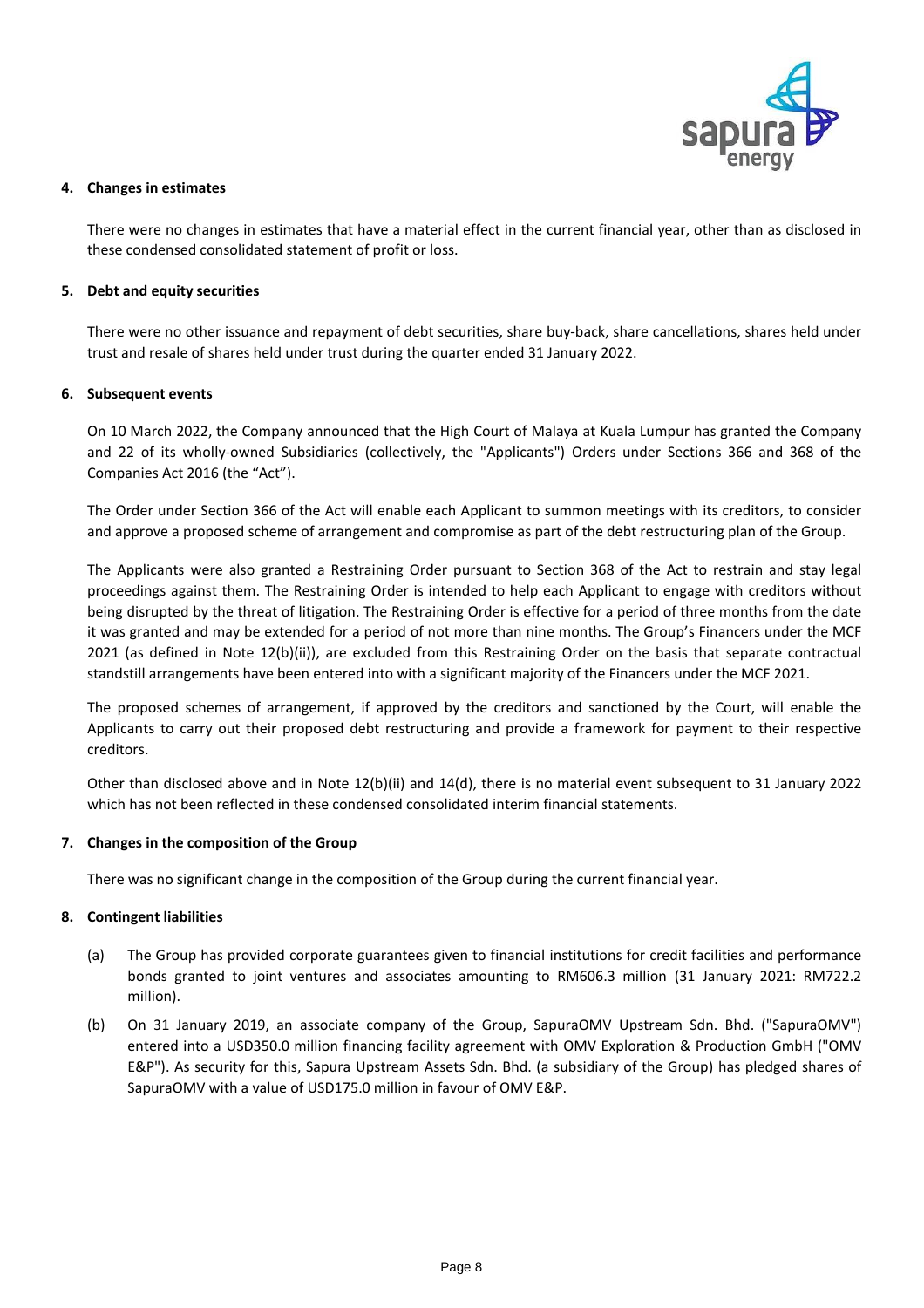**4. Changes in estimates**

There were no changes in estimates that have a material effect in the current financial year, other than as disclosed in these condensed consolidated statement of profit or loss.

**5. Debt and equity securities**

There were no other issuance and repayment of debt securities, share buy-back, share cancellations, shares held under trust and resale of shares held under trust during the quarter ended 31 January 2022.

**6. Subsequent events**

On 10 March 2022, the Company announced that the High Court of Malaya at Kuala Lumpur has granted the Company and 22 of its wholly-owned Subsidiaries (collectively, the "Applicants") Orders under Sections 366 and 368 of the Companies Act 2016 (the "Act").

The Order under Section 366 of the Act will enable each Applicant to summon meetings with its creditors, to consider and approve a proposed scheme of arrangement and compromise as part of the debt restructuring plan of the Group.

The Applicants were also granted a Restraining Order pursuant to Section 368 of the Act to restrain and stay legal proceedings against them. The Restraining Order is intended to help each Applicant to engage with creditors without being disrupted by the threat of litigation. The Restraining Order is effective for a period of three months from the date it was granted and may be extended for a period of not more than nine months. The Group's Financers under the MCF 2021 (as defined in Note 12(b)(ii)), are excluded from this Restraining Order on the basis that separate contractual standstill arrangements have been entered into with a significant majority of the Financers under the MCF 2021.

The proposed schemes of arrangement, if approved by the creditors and sanctioned by the Court, will enable the Applicants to carry out their proposed debt restructuring and provide a framework for payment to their respective creditors.

Other than disclosed above and in Note 12(b)(ii) and 14(d), there is no material event subsequent to 31 January 2022 which has not been reflected in these condensed consolidated interim financial statements.

**7. Changes in the composition of the Group**

There was no significant change in the composition of the Group during the current financial year.

**8. Contingent liabilities**

(a) The Group has provided corporate guarantees given to financial institutions for credit facilities and performance bonds granted to joint ventures and associates amounting to RM606.3 million (31 January 2021: RM722.2 million).

(b) On 31 January 2019, an associate company of the Group, SapuraOMV Upstream Sdn. Bhd. ("SapuraOMV") entered into a USD350.0 million financing facility agreement with OMV Exploration & Production GmbH ("OMV E&P"). As security for this, Sapura Upstream Assets Sdn. Bhd. (a subsidiary of the Group) has pledged shares of SapuraOMV with a value of USD175.0 million in favour of OMV E&P.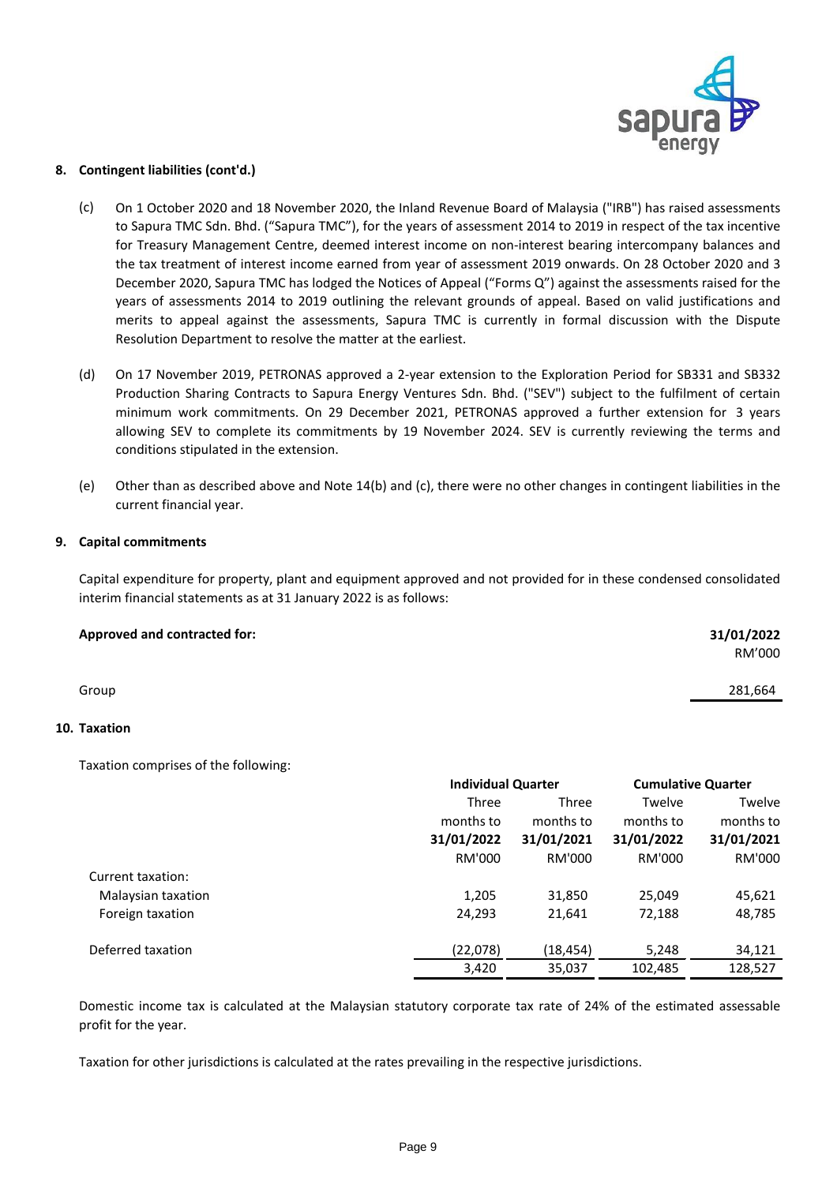## 8. Contingent liabilities (cont'd.)

(c) On 1 October 2020 and 18 November 2020, the Inland Revenue Board of Malaysia ("IRB") has raised assessments to Sapura TMC Sdn. Bhd. ("Sapura TMC"), for the years of assessment 2014 to 2019 in respect of the tax incentive for Treasury Management Centre, deemed interest income on non-interest bearing intercompany balances and the tax treatment of interest income earned from year of assessment 2019 onwards. On 28 October 2020 and 3 December 2020, Sapura TMC has lodged the Notices of Appeal ("Forms Q") against the assessments raised for the years of assessments 2014 to 2019 outlining the relevant grounds of appeal. Based on valid justifications and merits to appeal against the assessments, Sapura TMC is currently in formal discussion with the Dispute Resolution Department to resolve the matter at the earliest.

(d) On 17 November 2019, PETRONAS approved a 2-year extension to the Exploration Period for SB331 and SB332 Production Sharing Contracts to Sapura Energy Ventures Sdn. Bhd. ("SEV") subject to the fulfilment of certain minimum work commitments. On 29 December 2021, PETRONAS approved a further extension for 3 years allowing SEV to complete its commitments by 19 November 2024. SEV is currently reviewing the terms and conditions stipulated in the extension.

(e) Other than as described above and Note 14(b) and (c), there were no other changes in contingent liabilities in the current financial year.

## 9. Capital commitments

Capital expenditure for property, plant and equipment approved and not provided for in these condensed consolidated interim financial statements as at 31 January 2022 is as follows:

| **Approved and contracted for:** | **31/01/2022** RM'000 |
|---|---|
| Group | 281,664 |

## 10. Taxation

Taxation comprises of the following:

| | **Individual Quarter** | | **Cumulative Quarter** | |
|---|---|---|---|---|
| | Three months to **31/01/2022** RM'000 | Three months to **31/01/2021** RM'000 | Twelve months to **31/01/2022** RM'000 | Twelve months to **31/01/2021** RM'000 |
| Current taxation: | | | | |
| Malaysian taxation | 1,205 | 31,850 | 25,049 | 45,621 |
| Foreign taxation | 24,293 | 21,641 | 72,188 | 48,785 |
| Deferred taxation | (22,078) | (18,454) | 5,248 | 34,121 |
| | 3,420 | 35,037 | 102,485 | 128,527 |

Domestic income tax is calculated at the Malaysian statutory corporate tax rate of 24% of the estimated assessable profit for the year.

Taxation for other jurisdictions is calculated at the rates prevailing in the respective jurisdictions.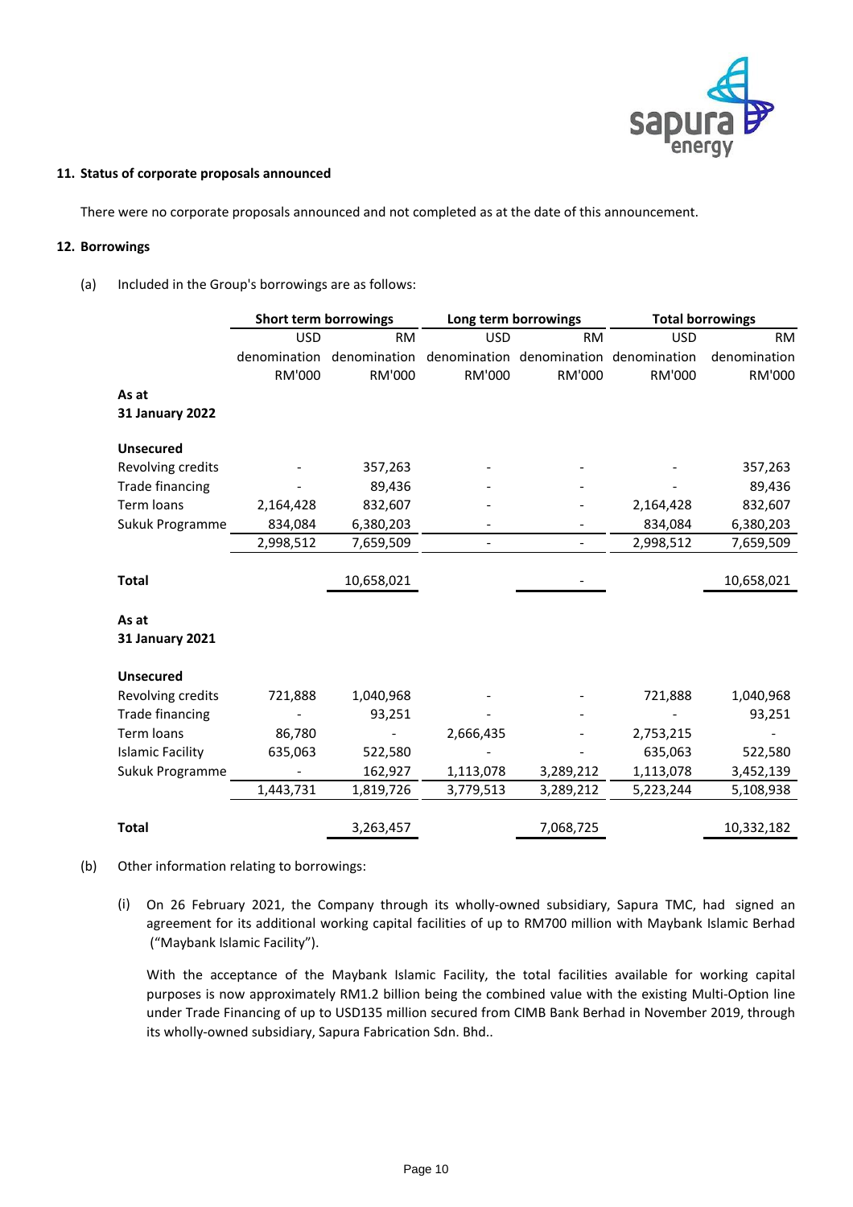## 11. Status of corporate proposals announced

There were no corporate proposals announced and not completed as at the date of this announcement.

## 12. Borrowings

(a) Included in the Group's borrowings are as follows:

| | Short term borrowings | | Long term borrowings | | Total borrowings | |
|---|---|---|---|---|---|---|
| | USD denomination RM'000 | RM denomination RM'000 | USD denomination RM'000 | RM denomination RM'000 | USD denomination RM'000 | RM denomination RM'000 |
| **As at 31 January 2022** | | | | | | |
| **Unsecured** | | | | | | |
| Revolving credits | - | 357,263 | - | - | - | 357,263 |
| Trade financing | - | 89,436 | - | - | - | 89,436 |
| Term loans | 2,164,428 | 832,607 | - | - | 2,164,428 | 832,607 |
| Sukuk Programme | 834,084 | 6,380,203 | - | - | 834,084 | 6,380,203 |
| | 2,998,512 | 7,659,509 | - | - | 2,998,512 | 7,659,509 |
| **Total** | | 10,658,021 | | - | | 10,658,021 |
| **As at 31 January 2021** | | | | | | |
| **Unsecured** | | | | | | |
| Revolving credits | 721,888 | 1,040,968 | - | - | 721,888 | 1,040,968 |
| Trade financing | - | 93,251 | - | - | - | 93,251 |
| Term loans | 86,780 | - | 2,666,435 | - | 2,753,215 | - |
| Islamic Facility | 635,063 | 522,580 | - | - | 635,063 | 522,580 |
| Sukuk Programme | - | 162,927 | 1,113,078 | 3,289,212 | 1,113,078 | 3,452,139 |
| | 1,443,731 | 1,819,726 | 3,779,513 | 3,289,212 | 5,223,244 | 5,108,938 |
| **Total** | | 3,263,457 | | 7,068,725 | | 10,332,182 |

(b) Other information relating to borrowings:

(i) On 26 February 2021, the Company through its wholly-owned subsidiary, Sapura TMC, had signed an agreement for its additional working capital facilities of up to RM700 million with Maybank Islamic Berhad ("Maybank Islamic Facility").

With the acceptance of the Maybank Islamic Facility, the total facilities available for working capital purposes is now approximately RM1.2 billion being the combined value with the existing Multi-Option line under Trade Financing of up to USD135 million secured from CIMB Bank Berhad in November 2019, through its wholly-owned subsidiary, Sapura Fabrication Sdn. Bhd..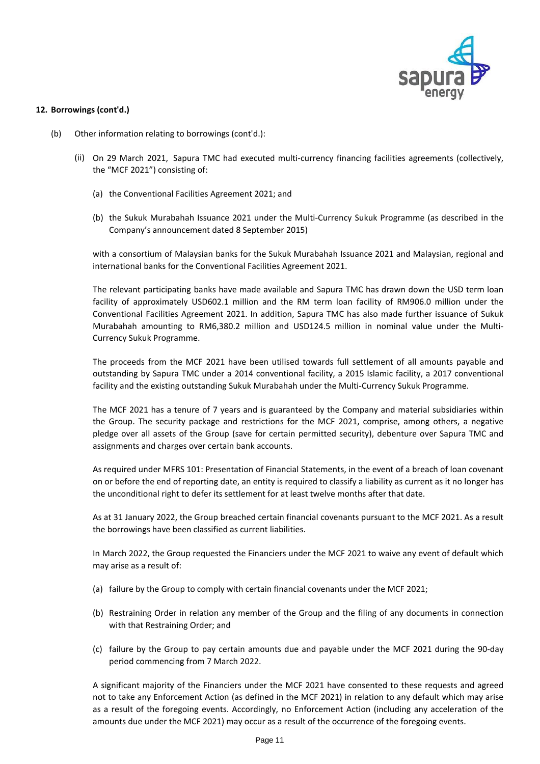## 12. Borrowings (cont'd.)

(b) Other information relating to borrowings (cont'd.):

(ii) On 29 March 2021, Sapura TMC had executed multi-currency financing facilities agreements (collectively, the "MCF 2021") consisting of:

(a) the Conventional Facilities Agreement 2021; and

(b) the Sukuk Murabahah Issuance 2021 under the Multi-Currency Sukuk Programme (as described in the Company's announcement dated 8 September 2015)

with a consortium of Malaysian banks for the Sukuk Murabahah Issuance 2021 and Malaysian, regional and international banks for the Conventional Facilities Agreement 2021.

The relevant participating banks have made available and Sapura TMC has drawn down the USD term loan facility of approximately USD602.1 million and the RM term loan facility of RM906.0 million under the Conventional Facilities Agreement 2021. In addition, Sapura TMC has also made further issuance of Sukuk Murabahah amounting to RM6,380.2 million and USD124.5 million in nominal value under the Multi-Currency Sukuk Programme.

The proceeds from the MCF 2021 have been utilised towards full settlement of all amounts payable and outstanding by Sapura TMC under a 2014 conventional facility, a 2015 Islamic facility, a 2017 conventional facility and the existing outstanding Sukuk Murabahah under the Multi-Currency Sukuk Programme.

The MCF 2021 has a tenure of 7 years and is guaranteed by the Company and material subsidiaries within the Group. The security package and restrictions for the MCF 2021, comprise, among others, a negative pledge over all assets of the Group (save for certain permitted security), debenture over Sapura TMC and assignments and charges over certain bank accounts.

As required under MFRS 101: Presentation of Financial Statements, in the event of a breach of loan covenant on or before the end of reporting date, an entity is required to classify a liability as current as it no longer has the unconditional right to defer its settlement for at least twelve months after that date.

As at 31 January 2022, the Group breached certain financial covenants pursuant to the MCF 2021. As a result the borrowings have been classified as current liabilities.

In March 2022, the Group requested the Financiers under the MCF 2021 to waive any event of default which may arise as a result of:

(a) failure by the Group to comply with certain financial covenants under the MCF 2021;

(b) Restraining Order in relation any member of the Group and the filing of any documents in connection with that Restraining Order; and

(c) failure by the Group to pay certain amounts due and payable under the MCF 2021 during the 90-day period commencing from 7 March 2022.

A significant majority of the Financiers under the MCF 2021 have consented to these requests and agreed not to take any Enforcement Action (as defined in the MCF 2021) in relation to any default which may arise as a result of the foregoing events. Accordingly, no Enforcement Action (including any acceleration of the amounts due under the MCF 2021) may occur as a result of the occurrence of the foregoing events.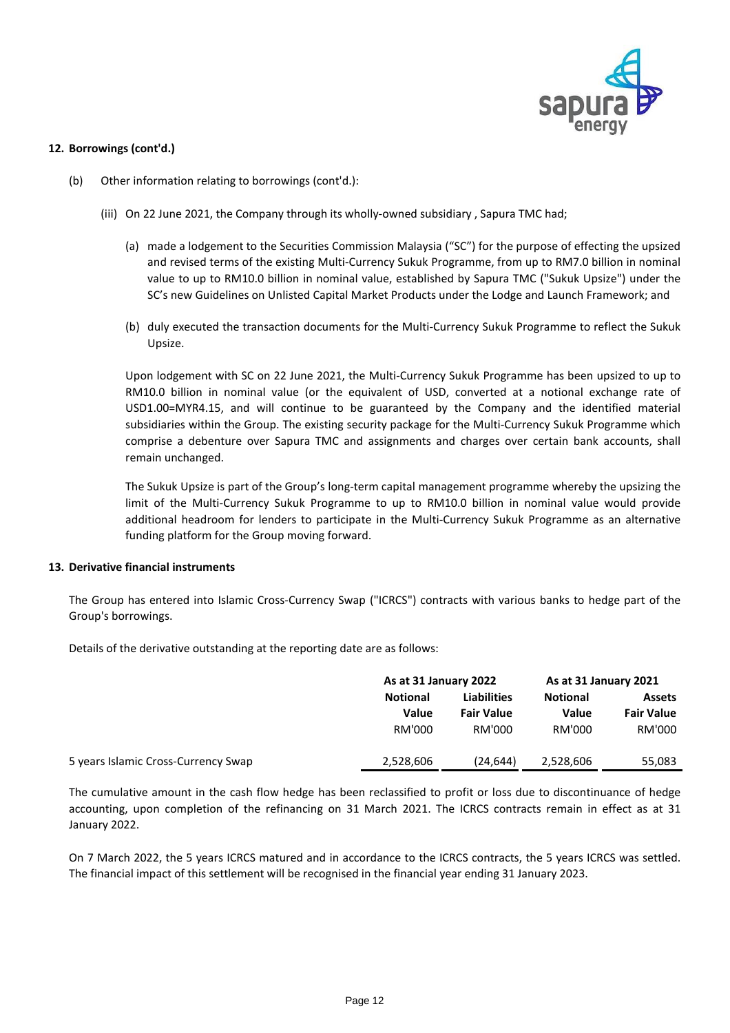## 12. Borrowings (cont'd.)

(b) Other information relating to borrowings (cont'd.):

(iii) On 22 June 2021, the Company through its wholly-owned subsidiary , Sapura TMC had;

(a) made a lodgement to the Securities Commission Malaysia ("SC") for the purpose of effecting the upsized and revised terms of the existing Multi-Currency Sukuk Programme, from up to RM7.0 billion in nominal value to up to RM10.0 billion in nominal value, established by Sapura TMC ("Sukuk Upsize") under the SC's new Guidelines on Unlisted Capital Market Products under the Lodge and Launch Framework; and

(b) duly executed the transaction documents for the Multi-Currency Sukuk Programme to reflect the Sukuk Upsize.

Upon lodgement with SC on 22 June 2021, the Multi-Currency Sukuk Programme has been upsized to up to RM10.0 billion in nominal value (or the equivalent of USD, converted at a notional exchange rate of USD1.00=MYR4.15, and will continue to be guaranteed by the Company and the identified material subsidiaries within the Group. The existing security package for the Multi-Currency Sukuk Programme which comprise a debenture over Sapura TMC and assignments and charges over certain bank accounts, shall remain unchanged.

The Sukuk Upsize is part of the Group's long-term capital management programme whereby the upsizing the limit of the Multi-Currency Sukuk Programme to up to RM10.0 billion in nominal value would provide additional headroom for lenders to participate in the Multi-Currency Sukuk Programme as an alternative funding platform for the Group moving forward.

## 13. Derivative financial instruments

The Group has entered into Islamic Cross-Currency Swap ("ICRCS") contracts with various banks to hedge part of the Group's borrowings.

Details of the derivative outstanding at the reporting date are as follows:

| | As at 31 January 2022 | | As at 31 January 2021 | |
|---|---|---|---|---|
| | Notional Value | Liabilities Fair Value | Notional Value | Assets Fair Value |
| | RM'000 | RM'000 | RM'000 | RM'000 |
| 5 years Islamic Cross-Currency Swap | 2,528,606 | (24,644) | 2,528,606 | 55,083 |

The cumulative amount in the cash flow hedge has been reclassified to profit or loss due to discontinuance of hedge accounting, upon completion of the refinancing on 31 March 2021. The ICRCS contracts remain in effect as at 31 January 2022.

On 7 March 2022, the 5 years ICRCS matured and in accordance to the ICRCS contracts, the 5 years ICRCS was settled. The financial impact of this settlement will be recognised in the financial year ending 31 January 2023.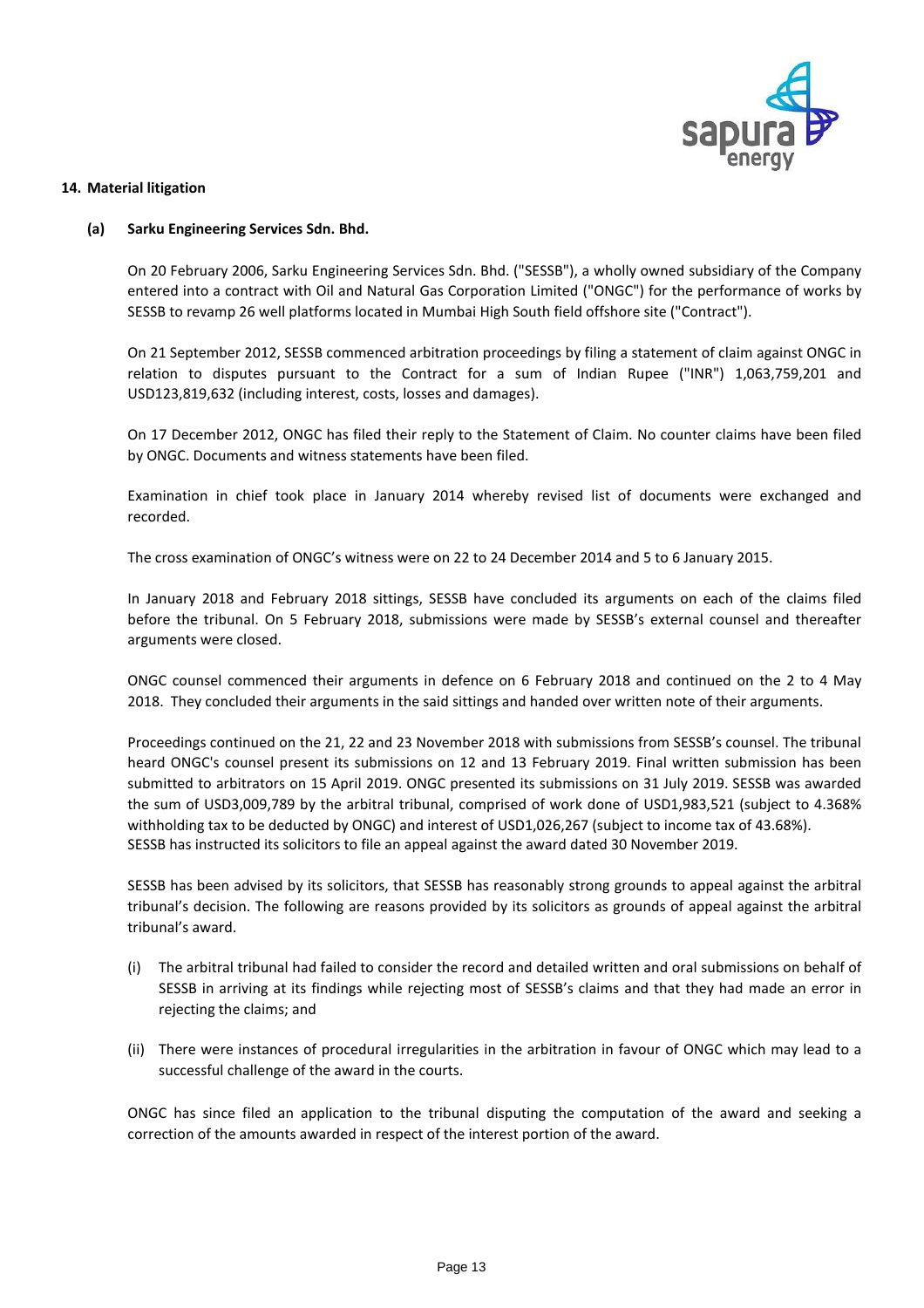## 14. Material litigation

### (a) Sarku Engineering Services Sdn. Bhd.

On 20 February 2006, Sarku Engineering Services Sdn. Bhd. ("SESSB"), a wholly owned subsidiary of the Company entered into a contract with Oil and Natural Gas Corporation Limited ("ONGC") for the performance of works by SESSB to revamp 26 well platforms located in Mumbai High South field offshore site ("Contract").

On 21 September 2012, SESSB commenced arbitration proceedings by filing a statement of claim against ONGC in relation to disputes pursuant to the Contract for a sum of Indian Rupee ("INR") 1,063,759,201 and USD123,819,632 (including interest, costs, losses and damages).

On 17 December 2012, ONGC has filed their reply to the Statement of Claim. No counter claims have been filed by ONGC. Documents and witness statements have been filed.

Examination in chief took place in January 2014 whereby revised list of documents were exchanged and recorded.

The cross examination of ONGC's witness were on 22 to 24 December 2014 and 5 to 6 January 2015.

In January 2018 and February 2018 sittings, SESSB have concluded its arguments on each of the claims filed before the tribunal. On 5 February 2018, submissions were made by SESSB's external counsel and thereafter arguments were closed.

ONGC counsel commenced their arguments in defence on 6 February 2018 and continued on the 2 to 4 May 2018. They concluded their arguments in the said sittings and handed over written note of their arguments.

Proceedings continued on the 21, 22 and 23 November 2018 with submissions from SESSB's counsel. The tribunal heard ONGC's counsel present its submissions on 12 and 13 February 2019. Final written submission has been submitted to arbitrators on 15 April 2019. ONGC presented its submissions on 31 July 2019. SESSB was awarded the sum of USD3,009,789 by the arbitral tribunal, comprised of work done of USD1,983,521 (subject to 4.368% withholding tax to be deducted by ONGC) and interest of USD1,026,267 (subject to income tax of 43.68%).
SESSB has instructed its solicitors to file an appeal against the award dated 30 November 2019.

SESSB has been advised by its solicitors, that SESSB has reasonably strong grounds to appeal against the arbitral tribunal's decision. The following are reasons provided by its solicitors as grounds of appeal against the arbitral tribunal's award.

(i) The arbitral tribunal had failed to consider the record and detailed written and oral submissions on behalf of SESSB in arriving at its findings while rejecting most of SESSB's claims and that they had made an error in rejecting the claims; and

(ii) There were instances of procedural irregularities in the arbitration in favour of ONGC which may lead to a successful challenge of the award in the courts.

ONGC has since filed an application to the tribunal disputing the computation of the award and seeking a correction of the amounts awarded in respect of the interest portion of the award.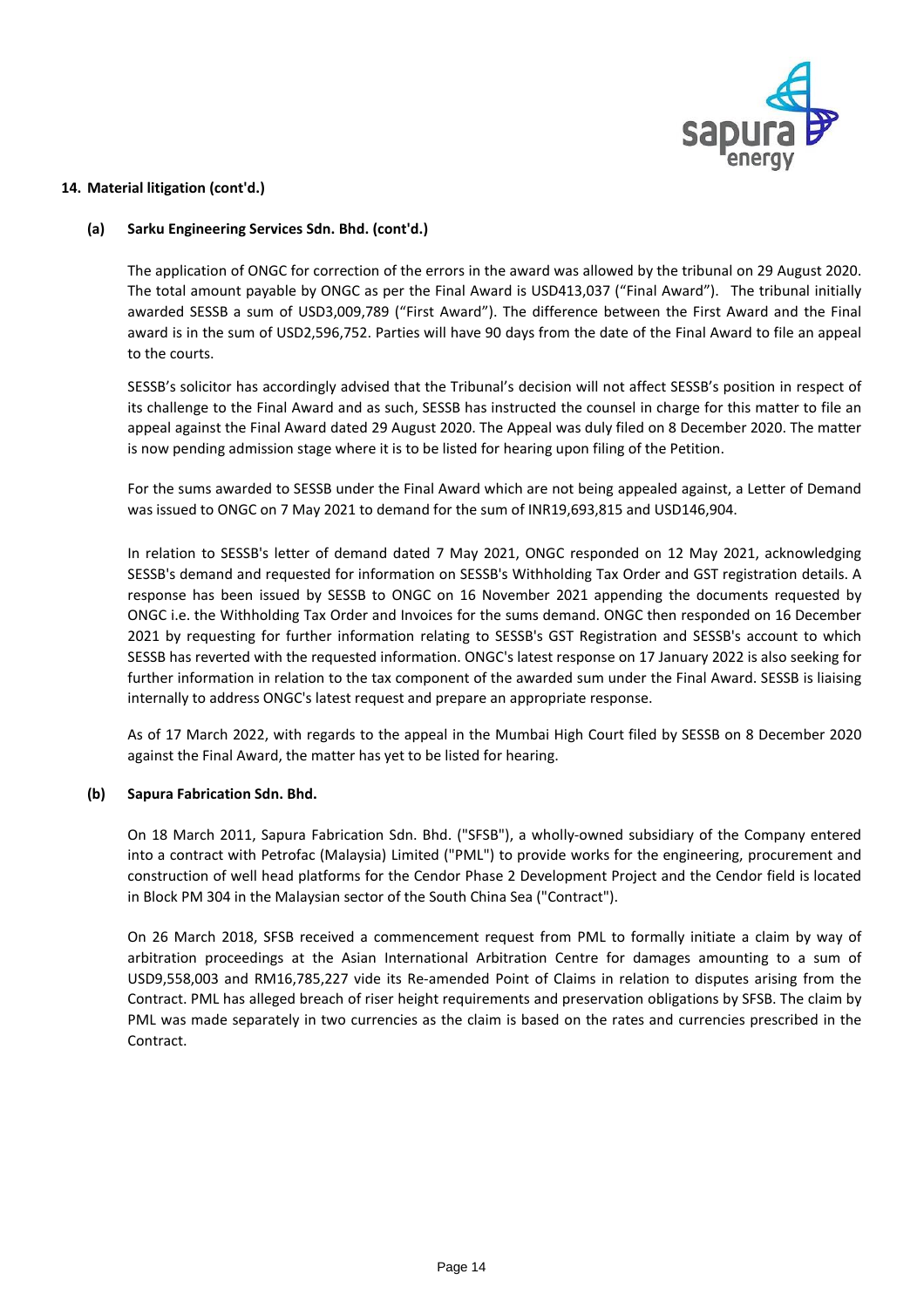## 14. Material litigation (cont'd.)

### (a) Sarku Engineering Services Sdn. Bhd. (cont'd.)

The application of ONGC for correction of the errors in the award was allowed by the tribunal on 29 August 2020. The total amount payable by ONGC as per the Final Award is USD413,037 ("Final Award"). The tribunal initially awarded SESSB a sum of USD3,009,789 ("First Award"). The difference between the First Award and the Final award is in the sum of USD2,596,752. Parties will have 90 days from the date of the Final Award to file an appeal to the courts.

SESSB's solicitor has accordingly advised that the Tribunal's decision will not affect SESSB's position in respect of its challenge to the Final Award and as such, SESSB has instructed the counsel in charge for this matter to file an appeal against the Final Award dated 29 August 2020. The Appeal was duly filed on 8 December 2020. The matter is now pending admission stage where it is to be listed for hearing upon filing of the Petition.

For the sums awarded to SESSB under the Final Award which are not being appealed against, a Letter of Demand was issued to ONGC on 7 May 2021 to demand for the sum of INR19,693,815 and USD146,904.

In relation to SESSB's letter of demand dated 7 May 2021, ONGC responded on 12 May 2021, acknowledging SESSB's demand and requested for information on SESSB's Withholding Tax Order and GST registration details. A response has been issued by SESSB to ONGC on 16 November 2021 appending the documents requested by ONGC i.e. the Withholding Tax Order and Invoices for the sums demand. ONGC then responded on 16 December 2021 by requesting for further information relating to SESSB's GST Registration and SESSB's account to which SESSB has reverted with the requested information. ONGC's latest response on 17 January 2022 is also seeking for further information in relation to the tax component of the awarded sum under the Final Award. SESSB is liaising internally to address ONGC's latest request and prepare an appropriate response.

As of 17 March 2022, with regards to the appeal in the Mumbai High Court filed by SESSB on 8 December 2020 against the Final Award, the matter has yet to be listed for hearing.

### (b) Sapura Fabrication Sdn. Bhd.

On 18 March 2011, Sapura Fabrication Sdn. Bhd. ("SFSB"), a wholly-owned subsidiary of the Company entered into a contract with Petrofac (Malaysia) Limited ("PML") to provide works for the engineering, procurement and construction of well head platforms for the Cendor Phase 2 Development Project and the Cendor field is located in Block PM 304 in the Malaysian sector of the South China Sea ("Contract").

On 26 March 2018, SFSB received a commencement request from PML to formally initiate a claim by way of arbitration proceedings at the Asian International Arbitration Centre for damages amounting to a sum of USD9,558,003 and RM16,785,227 vide its Re-amended Point of Claims in relation to disputes arising from the Contract. PML has alleged breach of riser height requirements and preservation obligations by SFSB. The claim by PML was made separately in two currencies as the claim is based on the rates and currencies prescribed in the Contract.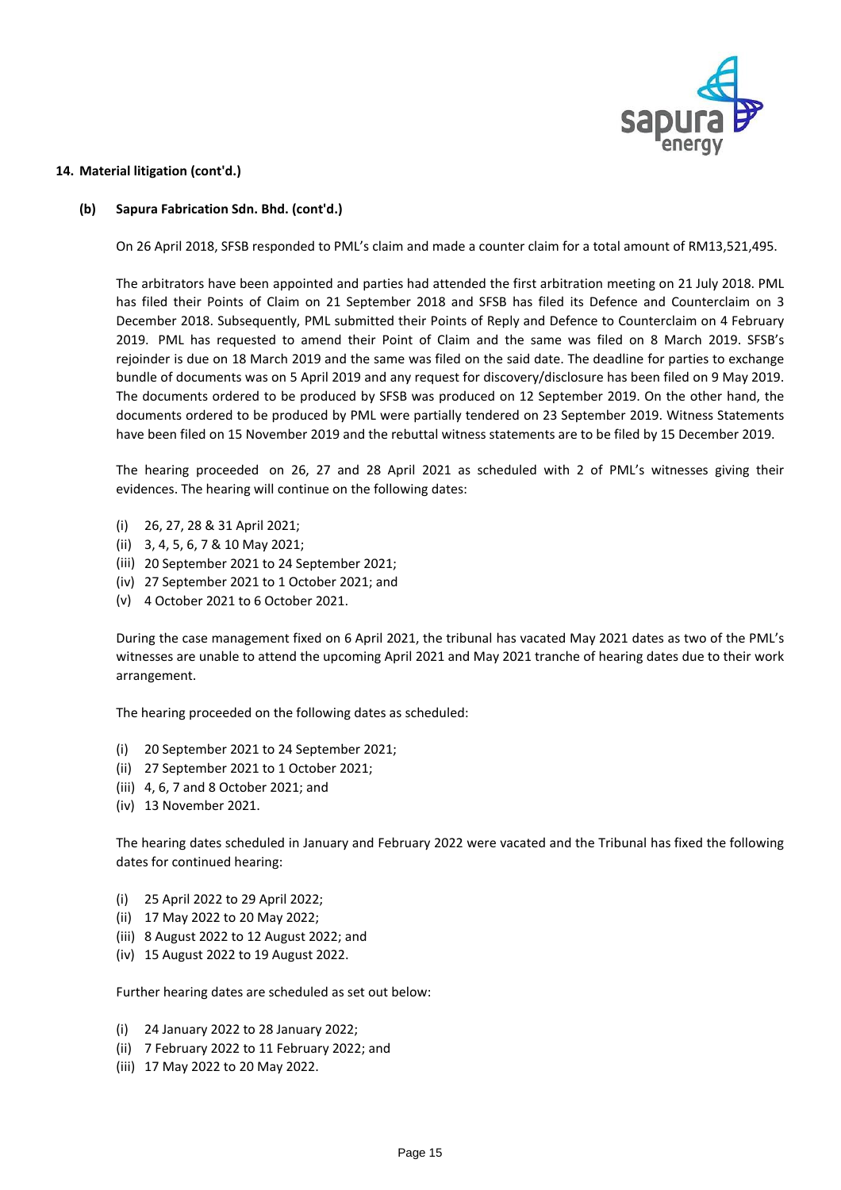**14. Material litigation (cont'd.)**

**(b) Sapura Fabrication Sdn. Bhd. (cont'd.)**

On 26 April 2018, SFSB responded to PML's claim and made a counter claim for a total amount of RM13,521,495.

The arbitrators have been appointed and parties had attended the first arbitration meeting on 21 July 2018. PML has filed their Points of Claim on 21 September 2018 and SFSB has filed its Defence and Counterclaim on 3 December 2018. Subsequently, PML submitted their Points of Reply and Defence to Counterclaim on 4 February 2019. PML has requested to amend their Point of Claim and the same was filed on 8 March 2019. SFSB's rejoinder is due on 18 March 2019 and the same was filed on the said date. The deadline for parties to exchange bundle of documents was on 5 April 2019 and any request for discovery/disclosure has been filed on 9 May 2019. The documents ordered to be produced by SFSB was produced on 12 September 2019. On the other hand, the documents ordered to be produced by PML were partially tendered on 23 September 2019. Witness Statements have been filed on 15 November 2019 and the rebuttal witness statements are to be filed by 15 December 2019.

The hearing proceeded on 26, 27 and 28 April 2021 as scheduled with 2 of PML's witnesses giving their evidences. The hearing will continue on the following dates:

(i) 26, 27, 28 & 31 April 2021;
(ii) 3, 4, 5, 6, 7 & 10 May 2021;
(iii) 20 September 2021 to 24 September 2021;
(iv) 27 September 2021 to 1 October 2021; and
(v) 4 October 2021 to 6 October 2021.

During the case management fixed on 6 April 2021, the tribunal has vacated May 2021 dates as two of the PML's witnesses are unable to attend the upcoming April 2021 and May 2021 tranche of hearing dates due to their work arrangement.

The hearing proceeded on the following dates as scheduled:

(i) 20 September 2021 to 24 September 2021;
(ii) 27 September 2021 to 1 October 2021;
(iii) 4, 6, 7 and 8 October 2021; and
(iv) 13 November 2021.

The hearing dates scheduled in January and February 2022 were vacated and the Tribunal has fixed the following dates for continued hearing:

(i) 25 April 2022 to 29 April 2022;
(ii) 17 May 2022 to 20 May 2022;
(iii) 8 August 2022 to 12 August 2022; and
(iv) 15 August 2022 to 19 August 2022.

Further hearing dates are scheduled as set out below:

(i) 24 January 2022 to 28 January 2022;
(ii) 7 February 2022 to 11 February 2022; and
(iii) 17 May 2022 to 20 May 2022.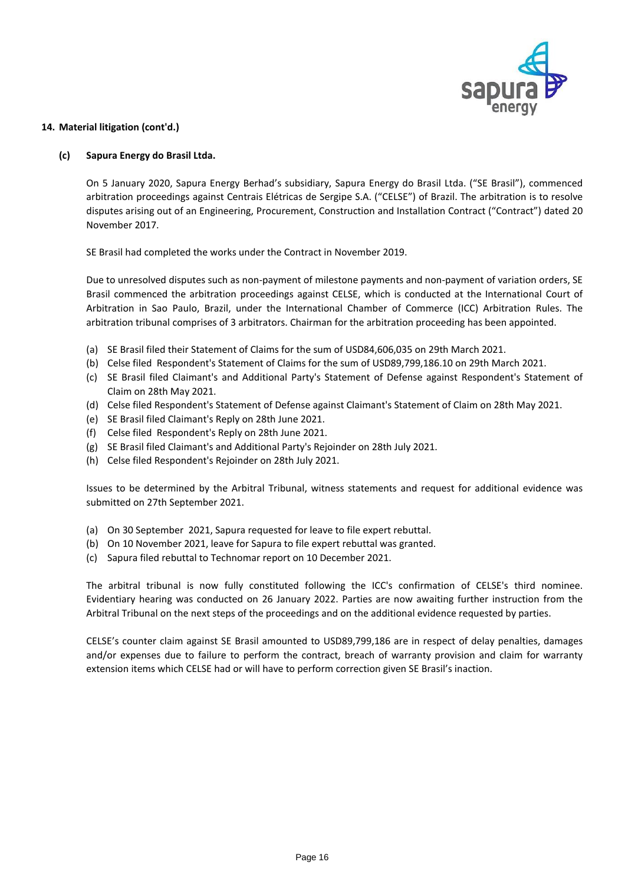## 14. Material litigation (cont'd.)

### (c) Sapura Energy do Brasil Ltda.

On 5 January 2020, Sapura Energy Berhad's subsidiary, Sapura Energy do Brasil Ltda. ("SE Brasil"), commenced arbitration proceedings against Centrais Elétricas de Sergipe S.A. ("CELSE") of Brazil. The arbitration is to resolve disputes arising out of an Engineering, Procurement, Construction and Installation Contract ("Contract") dated 20 November 2017.

SE Brasil had completed the works under the Contract in November 2019.

Due to unresolved disputes such as non-payment of milestone payments and non-payment of variation orders, SE Brasil commenced the arbitration proceedings against CELSE, which is conducted at the International Court of Arbitration in Sao Paulo, Brazil, under the International Chamber of Commerce (ICC) Arbitration Rules. The arbitration tribunal comprises of 3 arbitrators. Chairman for the arbitration proceeding has been appointed.

(a) SE Brasil filed their Statement of Claims for the sum of USD84,606,035 on 29th March 2021.
(b) Celse filed Respondent's Statement of Claims for the sum of USD89,799,186.10 on 29th March 2021.
(c) SE Brasil filed Claimant's and Additional Party's Statement of Defense against Respondent's Statement of Claim on 28th May 2021.
(d) Celse filed Respondent's Statement of Defense against Claimant's Statement of Claim on 28th May 2021.
(e) SE Brasil filed Claimant's Reply on 28th June 2021.
(f) Celse filed Respondent's Reply on 28th June 2021.
(g) SE Brasil filed Claimant's and Additional Party's Rejoinder on 28th July 2021.
(h) Celse filed Respondent's Rejoinder on 28th July 2021.

Issues to be determined by the Arbitral Tribunal, witness statements and request for additional evidence was submitted on 27th September 2021.

(a) On 30 September 2021, Sapura requested for leave to file expert rebuttal.
(b) On 10 November 2021, leave for Sapura to file expert rebuttal was granted.
(c) Sapura filed rebuttal to Technomar report on 10 December 2021.

The arbitral tribunal is now fully constituted following the ICC's confirmation of CELSE's third nominee. Evidentiary hearing was conducted on 26 January 2022. Parties are now awaiting further instruction from the Arbitral Tribunal on the next steps of the proceedings and on the additional evidence requested by parties.

CELSE's counter claim against SE Brasil amounted to USD89,799,186 are in respect of delay penalties, damages and/or expenses due to failure to perform the contract, breach of warranty provision and claim for warranty extension items which CELSE had or will have to perform correction given SE Brasil's inaction.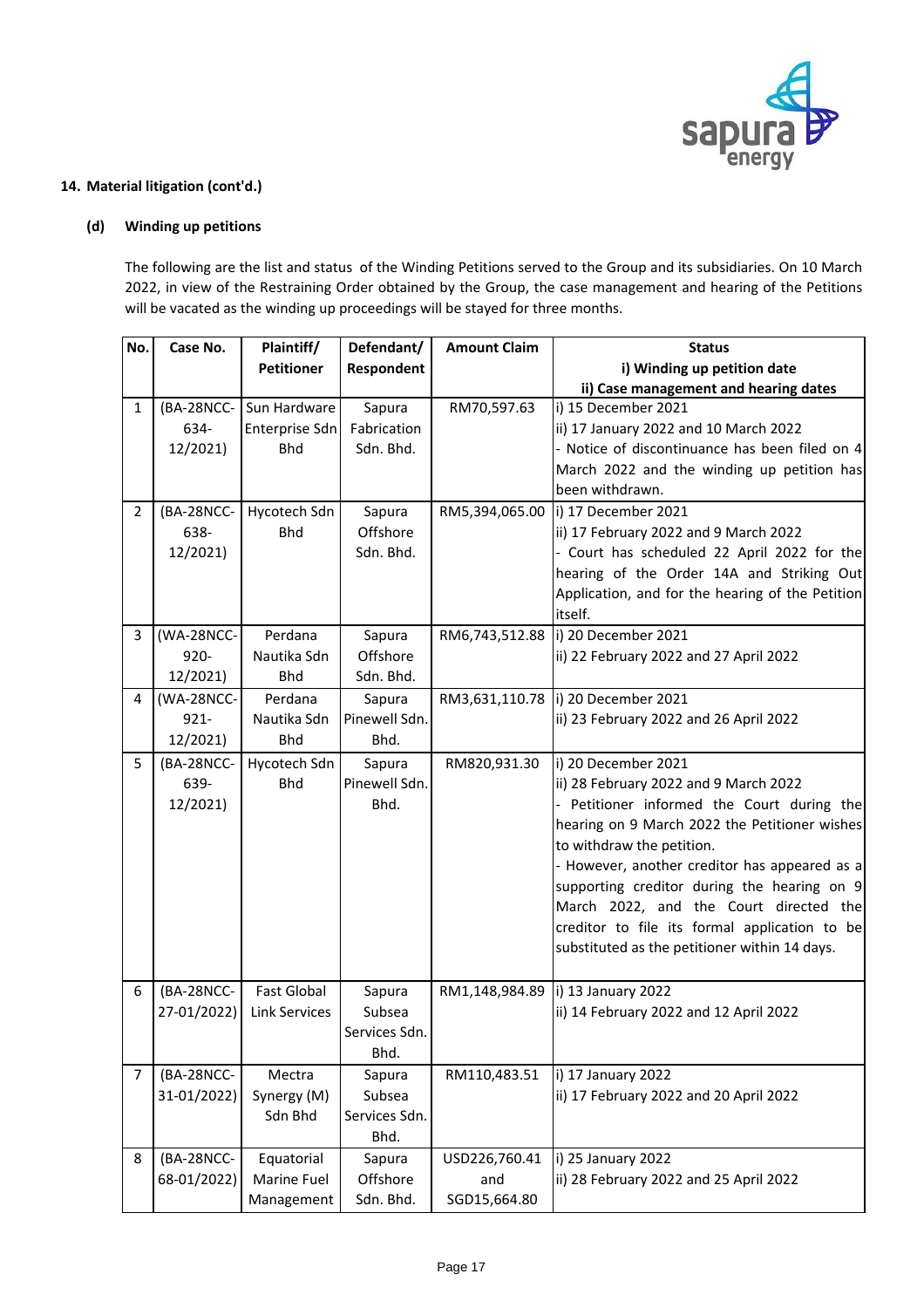## 14. Material litigation (cont'd.)

### (d) Winding up petitions

The following are the list and status of the Winding Petitions served to the Group and its subsidiaries. On 10 March 2022, in view of the Restraining Order obtained by the Group, the case management and hearing of the Petitions will be vacated as the winding up proceedings will be stayed for three months.

| No. | Case No. | Plaintiff/ Petitioner | Defendant/ Respondent | Amount Claim | Status<br>i) Winding up petition date<br>ii) Case management and hearing dates |
|---|---|---|---|---|---|
| 1 | (BA-28NCC-634-12/2021) | Sun Hardware Enterprise Sdn Bhd | Sapura Fabrication Sdn. Bhd. | RM70,597.63 | i) 15 December 2021<br>ii) 17 January 2022 and 10 March 2022<br>- Notice of discontinuance has been filed on 4 March 2022 and the winding up petition has been withdrawn. |
| 2 | (BA-28NCC-638-12/2021) | Hycotech Sdn Bhd | Sapura Offshore Sdn. Bhd. | RM5,394,065.00 | i) 17 December 2021<br>ii) 17 February 2022 and 9 March 2022<br>- Court has scheduled 22 April 2022 for the hearing of the Order 14A and Striking Out Application, and for the hearing of the Petition itself. |
| 3 | (WA-28NCC-920-12/2021) | Perdana Nautika Sdn Bhd | Sapura Offshore Sdn. Bhd. | RM6,743,512.88 | i) 20 December 2021<br>ii) 22 February 2022 and 27 April 2022 |
| 4 | (WA-28NCC-921-12/2021) | Perdana Nautika Sdn Bhd | Sapura Pinewell Sdn. Bhd. | RM3,631,110.78 | i) 20 December 2021<br>ii) 23 February 2022 and 26 April 2022 |
| 5 | (BA-28NCC-639-12/2021) | Hycotech Sdn Bhd | Sapura Pinewell Sdn. Bhd. | RM820,931.30 | i) 20 December 2021<br>ii) 28 February 2022 and 9 March 2022<br>- Petitioner informed the Court during the hearing on 9 March 2022 the Petitioner wishes to withdraw the petition.<br>- However, another creditor has appeared as a supporting creditor during the hearing on 9 March 2022, and the Court directed the creditor to file its formal application to be substituted as the petitioner within 14 days. |
| 6 | (BA-28NCC-27-01/2022) | Fast Global Link Services | Sapura Subsea Services Sdn. Bhd. | RM1,148,984.89 | i) 13 January 2022<br>ii) 14 February 2022 and 12 April 2022 |
| 7 | (BA-28NCC-31-01/2022) | Mectra Synergy (M) Sdn Bhd | Sapura Subsea Services Sdn. Bhd. | RM110,483.51 | i) 17 January 2022<br>ii) 17 February 2022 and 20 April 2022 |
| 8 | (BA-28NCC-68-01/2022) | Equatorial Marine Fuel Management | Sapura Offshore Sdn. Bhd. | USD226,760.41 and SGD15,664.80 | i) 25 January 2022<br>ii) 28 February 2022 and 25 April 2022 |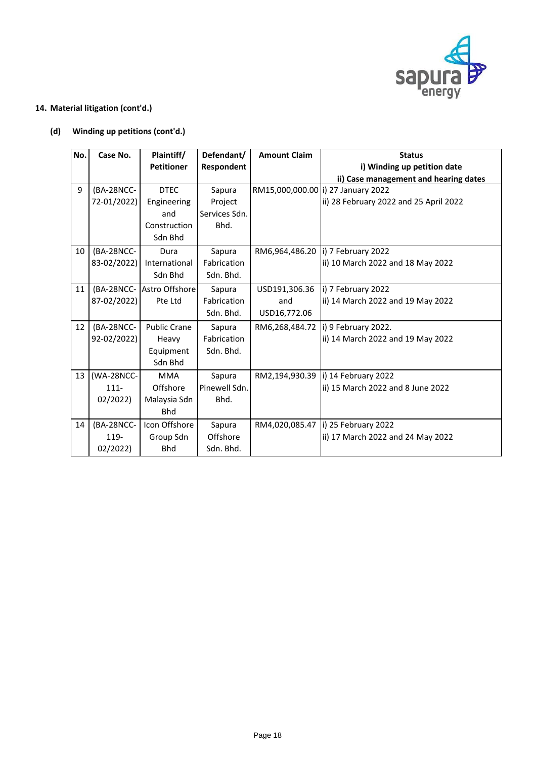**14. Material litigation (cont'd.)**

**(d) Winding up petitions (cont'd.)**

| No. | Case No. | Plaintiff/ Petitioner | Defendant/ Respondent | Amount Claim | Status<br>i) Winding up petition date<br>ii) Case management and hearing dates |
|---|---|---|---|---|---|
| 9 | (BA-28NCC-72-01/2022) | DTEC Engineering and Construction Sdn Bhd | Sapura Project Services Sdn. Bhd. | RM15,000,000.00 | i) 27 January 2022<br>ii) 28 February 2022 and 25 April 2022 |
| 10 | (BA-28NCC-83-02/2022) | Dura International Sdn Bhd | Sapura Fabrication Sdn. Bhd. | RM6,964,486.20 | i) 7 February 2022<br>ii) 10 March 2022 and 18 May 2022 |
| 11 | (BA-28NCC-87-02/2022) | Astro Offshore Pte Ltd | Sapura Fabrication Sdn. Bhd. | USD191,306.36 and USD16,772.06 | i) 7 February 2022<br>ii) 14 March 2022 and 19 May 2022 |
| 12 | (BA-28NCC-92-02/2022) | Public Crane Heavy Equipment Sdn Bhd | Sapura Fabrication Sdn. Bhd. | RM6,268,484.72 | i) 9 February 2022.<br>ii) 14 March 2022 and 19 May 2022 |
| 13 | (WA-28NCC-111-02/2022) | MMA Offshore Malaysia Sdn Bhd | Sapura Pinewell Sdn. Bhd. | RM2,194,930.39 | i) 14 February 2022<br>ii) 15 March 2022 and 8 June 2022 |
| 14 | (BA-28NCC-119-02/2022) | Icon Offshore Group Sdn Bhd | Sapura Offshore Sdn. Bhd. | RM4,020,085.47 | i) 25 February 2022<br>ii) 17 March 2022 and 24 May 2022 |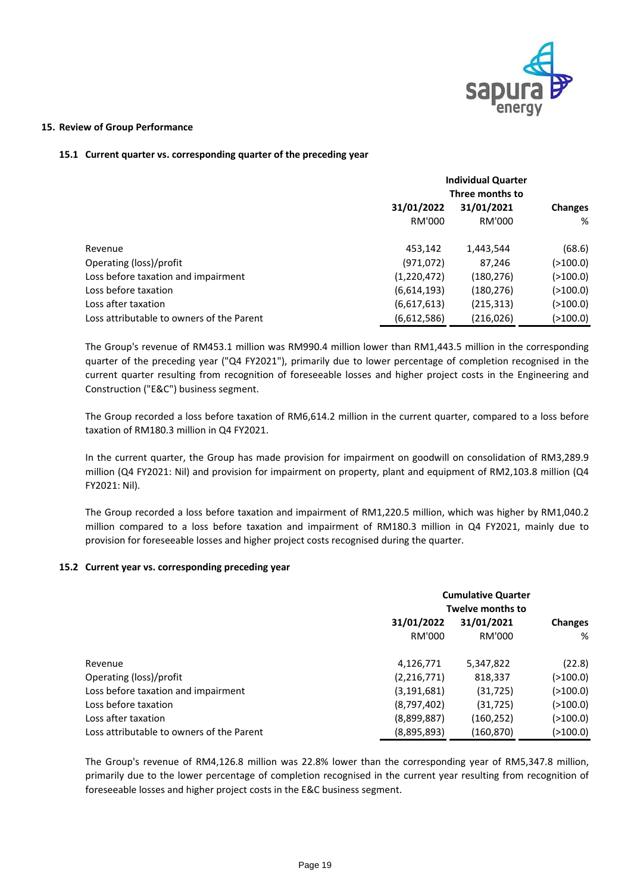## 15. Review of Group Performance

### 15.1 Current quarter vs. corresponding quarter of the preceding year

| | Individual Quarter | | |
|---|---|---|---|
| | Three months to | | |
| | 31/01/2022 | 31/01/2021 | Changes |
| | RM'000 | RM'000 | % |
| Revenue | 453,142 | 1,443,544 | (68.6) |
| Operating (loss)/profit | (971,072) | 87,246 | (>100.0) |
| Loss before taxation and impairment | (1,220,472) | (180,276) | (>100.0) |
| Loss before taxation | (6,614,193) | (180,276) | (>100.0) |
| Loss after taxation | (6,617,613) | (215,313) | (>100.0) |
| Loss attributable to owners of the Parent | (6,612,586) | (216,026) | (>100.0) |

The Group's revenue of RM453.1 million was RM990.4 million lower than RM1,443.5 million in the corresponding quarter of the preceding year ("Q4 FY2021"), primarily due to lower percentage of completion recognised in the current quarter resulting from recognition of foreseeable losses and higher project costs in the Engineering and Construction ("E&C") business segment.

The Group recorded a loss before taxation of RM6,614.2 million in the current quarter, compared to a loss before taxation of RM180.3 million in Q4 FY2021.

In the current quarter, the Group has made provision for impairment on goodwill on consolidation of RM3,289.9 million (Q4 FY2021: Nil) and provision for impairment on property, plant and equipment of RM2,103.8 million (Q4 FY2021: Nil).

The Group recorded a loss before taxation and impairment of RM1,220.5 million, which was higher by RM1,040.2 million compared to a loss before taxation and impairment of RM180.3 million in Q4 FY2021, mainly due to provision for foreseeable losses and higher project costs recognised during the quarter.

### 15.2 Current year vs. corresponding preceding year

| | Cumulative Quarter | | |
|---|---|---|---|
| | Twelve months to | | |
| | 31/01/2022 | 31/01/2021 | Changes |
| | RM'000 | RM'000 | % |
| Revenue | 4,126,771 | 5,347,822 | (22.8) |
| Operating (loss)/profit | (2,216,771) | 818,337 | (>100.0) |
| Loss before taxation and impairment | (3,191,681) | (31,725) | (>100.0) |
| Loss before taxation | (8,797,402) | (31,725) | (>100.0) |
| Loss after taxation | (8,899,887) | (160,252) | (>100.0) |
| Loss attributable to owners of the Parent | (8,895,893) | (160,870) | (>100.0) |

The Group's revenue of RM4,126.8 million was 22.8% lower than the corresponding year of RM5,347.8 million, primarily due to the lower percentage of completion recognised in the current year resulting from recognition of foreseeable losses and higher project costs in the E&C business segment.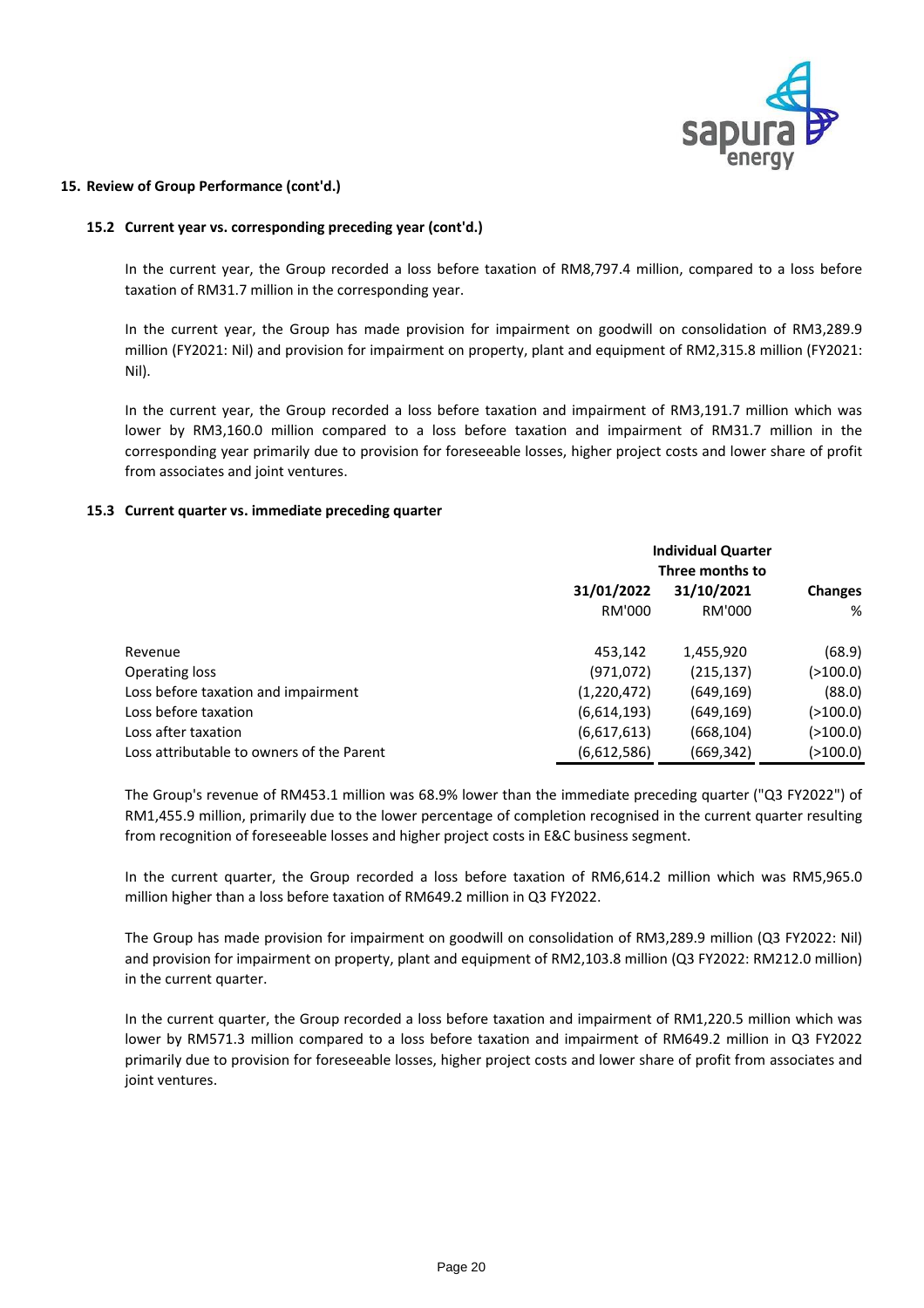## 15. Review of Group Performance (cont'd.)

### 15.2 Current year vs. corresponding preceding year (cont'd.)

In the current year, the Group recorded a loss before taxation of RM8,797.4 million, compared to a loss before taxation of RM31.7 million in the corresponding year.

In the current year, the Group has made provision for impairment on goodwill on consolidation of RM3,289.9 million (FY2021: Nil) and provision for impairment on property, plant and equipment of RM2,315.8 million (FY2021: Nil).

In the current year, the Group recorded a loss before taxation and impairment of RM3,191.7 million which was lower by RM3,160.0 million compared to a loss before taxation and impairment of RM31.7 million in the corresponding year primarily due to provision for foreseeable losses, higher project costs and lower share of profit from associates and joint ventures.

### 15.3 Current quarter vs. immediate preceding quarter

| | Individual Quarter Three months to | | |
|---|---|---|---|
| | **31/01/2022** | **31/10/2021** | **Changes** |
| | RM'000 | RM'000 | % |
| Revenue | 453,142 | 1,455,920 | (68.9) |
| Operating loss | (971,072) | (215,137) | (>100.0) |
| Loss before taxation and impairment | (1,220,472) | (649,169) | (88.0) |
| Loss before taxation | (6,614,193) | (649,169) | (>100.0) |
| Loss after taxation | (6,617,613) | (668,104) | (>100.0) |
| Loss attributable to owners of the Parent | (6,612,586) | (669,342) | (>100.0) |

The Group's revenue of RM453.1 million was 68.9% lower than the immediate preceding quarter ("Q3 FY2022") of RM1,455.9 million, primarily due to the lower percentage of completion recognised in the current quarter resulting from recognition of foreseeable losses and higher project costs in E&C business segment.

In the current quarter, the Group recorded a loss before taxation of RM6,614.2 million which was RM5,965.0 million higher than a loss before taxation of RM649.2 million in Q3 FY2022.

The Group has made provision for impairment on goodwill on consolidation of RM3,289.9 million (Q3 FY2022: Nil) and provision for impairment on property, plant and equipment of RM2,103.8 million (Q3 FY2022: RM212.0 million) in the current quarter.

In the current quarter, the Group recorded a loss before taxation and impairment of RM1,220.5 million which was lower by RM571.3 million compared to a loss before taxation and impairment of RM649.2 million in Q3 FY2022 primarily due to provision for foreseeable losses, higher project costs and lower share of profit from associates and joint ventures.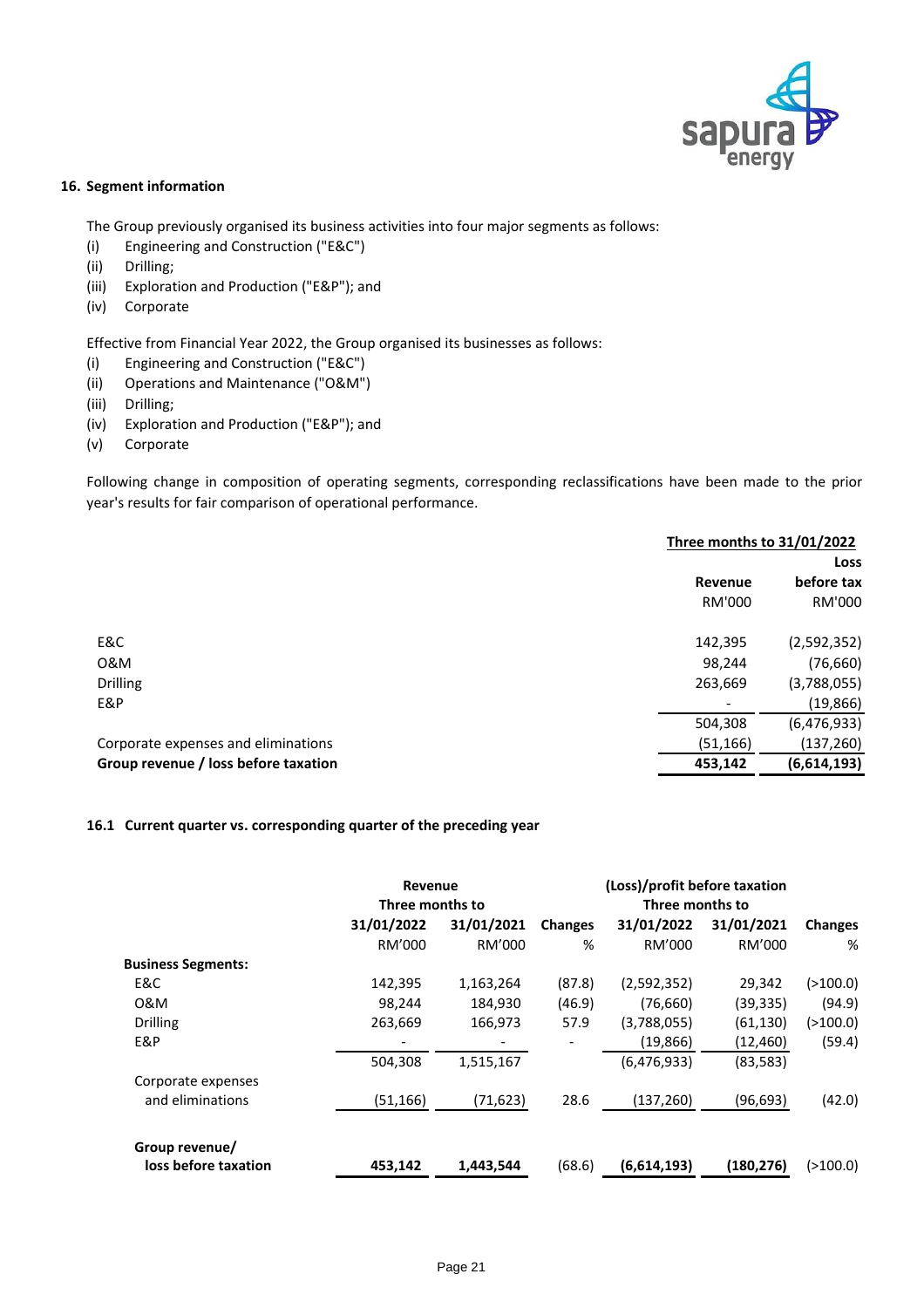## 16. Segment information

The Group previously organised its business activities into four major segments as follows:

(i) Engineering and Construction ("E&C")
(ii) Drilling;
(iii) Exploration and Production ("E&P"); and
(iv) Corporate

Effective from Financial Year 2022, the Group organised its businesses as follows:

(i) Engineering and Construction ("E&C")
(ii) Operations and Maintenance ("O&M")
(iii) Drilling;
(iv) Exploration and Production ("E&P"); and
(v) Corporate

Following change in composition of operating segments, corresponding reclassifications have been made to the prior year's results for fair comparison of operational performance.

| | Three months to 31/01/2022 | |
|---|---|---|
| | **Revenue** | **Loss before tax** |
| | RM'000 | RM'000 |
| E&C | 142,395 | (2,592,352) |
| O&M | 98,244 | (76,660) |
| Drilling | 263,669 | (3,788,055) |
| E&P | - | (19,866) |
| | 504,308 | (6,476,933) |
| Corporate expenses and eliminations | (51,166) | (137,260) |
| **Group revenue / loss before taxation** | **453,142** | **(6,614,193)** |

### 16.1 Current quarter vs. corresponding quarter of the preceding year

| | Revenue Three months to | | | (Loss)/profit before taxation Three months to | | |
|---|---|---|---|---|---|---|
| | **31/01/2022** | **31/01/2021** | **Changes** | **31/01/2022** | **31/01/2021** | **Changes** |
| | RM'000 | RM'000 | % | RM'000 | RM'000 | % |
| **Business Segments:** | | | | | | |
| E&C | 142,395 | 1,163,264 | (87.8) | (2,592,352) | 29,342 | (>100.0) |
| O&M | 98,244 | 184,930 | (46.9) | (76,660) | (39,335) | (94.9) |
| Drilling | 263,669 | 166,973 | 57.9 | (3,788,055) | (61,130) | (>100.0) |
| E&P | - | - | - | (19,866) | (12,460) | (59.4) |
| | 504,308 | 1,515,167 | | (6,476,933) | (83,583) | |
| Corporate expenses and eliminations | (51,166) | (71,623) | 28.6 | (137,260) | (96,693) | (42.0) |
| **Group revenue/ loss before taxation** | **453,142** | **1,443,544** | (68.6) | **(6,614,193)** | **(180,276)** | (>100.0) |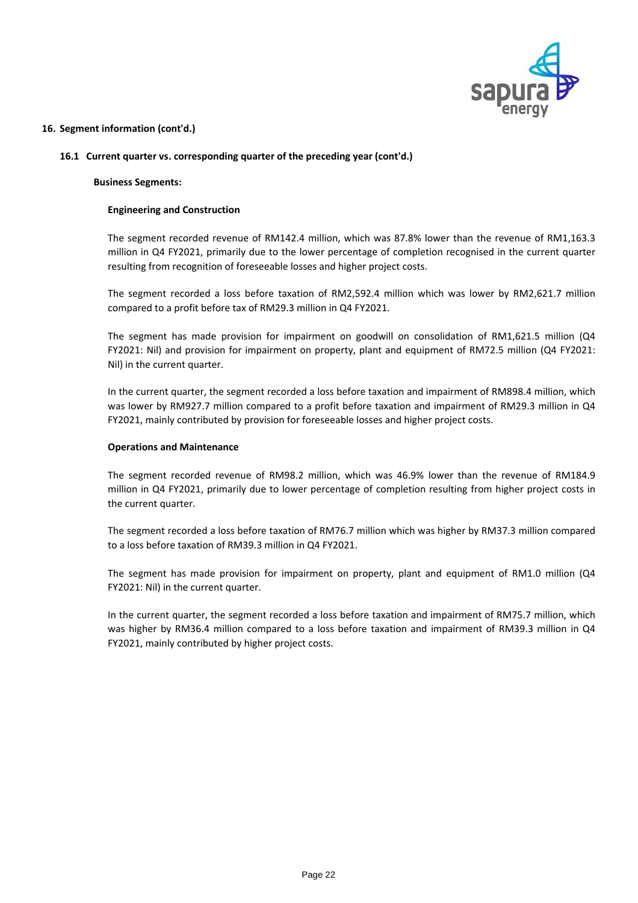## 16. Segment information (cont'd.)

### 16.1 Current quarter vs. corresponding quarter of the preceding year (cont'd.)

**Business Segments:**

**Engineering and Construction**

The segment recorded revenue of RM142.4 million, which was 87.8% lower than the revenue of RM1,163.3 million in Q4 FY2021, primarily due to the lower percentage of completion recognised in the current quarter resulting from recognition of foreseeable losses and higher project costs.

The segment recorded a loss before taxation of RM2,592.4 million which was lower by RM2,621.7 million compared to a profit before tax of RM29.3 million in Q4 FY2021.

The segment has made provision for impairment on goodwill on consolidation of RM1,621.5 million (Q4 FY2021: Nil) and provision for impairment on property, plant and equipment of RM72.5 million (Q4 FY2021: Nil) in the current quarter.

In the current quarter, the segment recorded a loss before taxation and impairment of RM898.4 million, which was lower by RM927.7 million compared to a profit before taxation and impairment of RM29.3 million in Q4 FY2021, mainly contributed by provision for foreseeable losses and higher project costs.

**Operations and Maintenance**

The segment recorded revenue of RM98.2 million, which was 46.9% lower than the revenue of RM184.9 million in Q4 FY2021, primarily due to lower percentage of completion resulting from higher project costs in the current quarter.

The segment recorded a loss before taxation of RM76.7 million which was higher by RM37.3 million compared to a loss before taxation of RM39.3 million in Q4 FY2021.

The segment has made provision for impairment on property, plant and equipment of RM1.0 million (Q4 FY2021: Nil) in the current quarter.

In the current quarter, the segment recorded a loss before taxation and impairment of RM75.7 million, which was higher by RM36.4 million compared to a loss before taxation and impairment of RM39.3 million in Q4 FY2021, mainly contributed by higher project costs.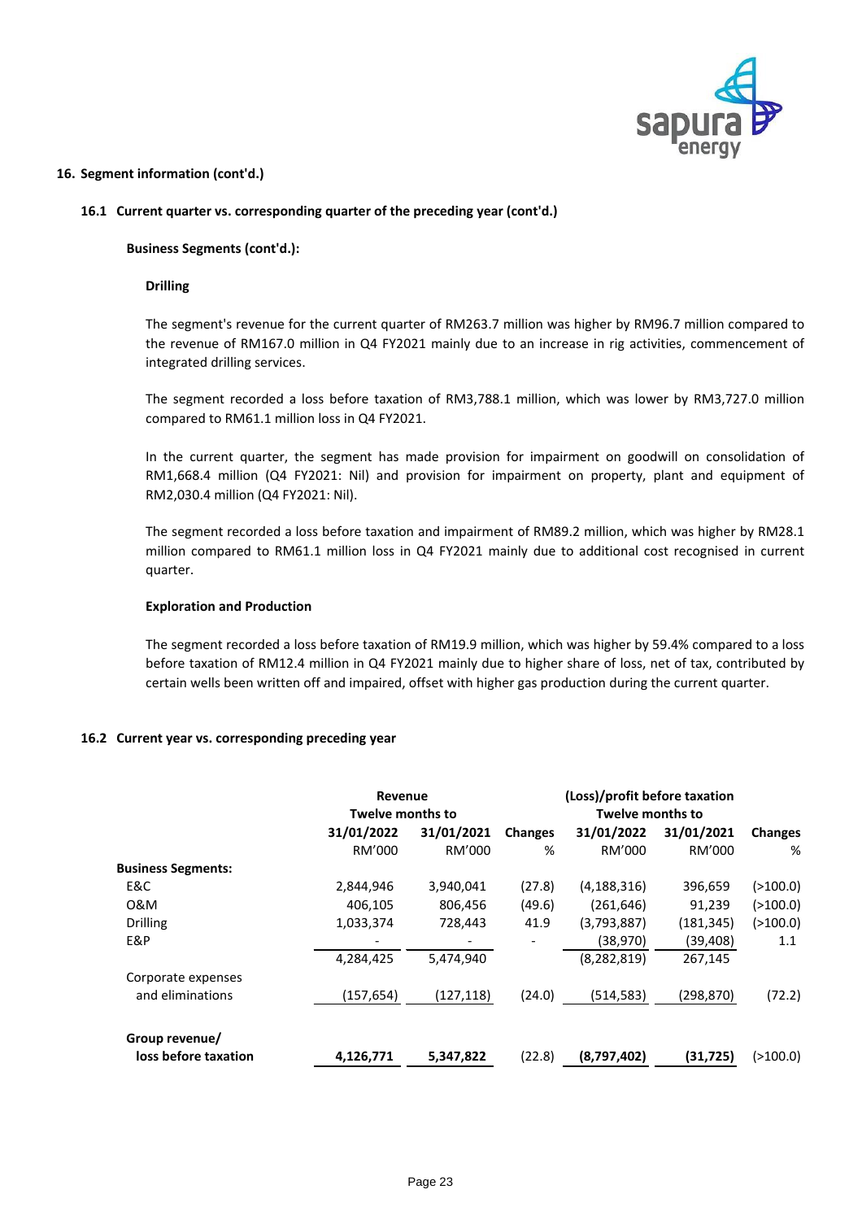## 16. Segment information (cont'd.)

### 16.1 Current quarter vs. corresponding quarter of the preceding year (cont'd.)

**Business Segments (cont'd.):**

**Drilling**

The segment's revenue for the current quarter of RM263.7 million was higher by RM96.7 million compared to the revenue of RM167.0 million in Q4 FY2021 mainly due to an increase in rig activities, commencement of integrated drilling services.

The segment recorded a loss before taxation of RM3,788.1 million, which was lower by RM3,727.0 million compared to RM61.1 million loss in Q4 FY2021.

In the current quarter, the segment has made provision for impairment on goodwill on consolidation of RM1,668.4 million (Q4 FY2021: Nil) and provision for impairment on property, plant and equipment of RM2,030.4 million (Q4 FY2021: Nil).

The segment recorded a loss before taxation and impairment of RM89.2 million, which was higher by RM28.1 million compared to RM61.1 million loss in Q4 FY2021 mainly due to additional cost recognised in current quarter.

**Exploration and Production**

The segment recorded a loss before taxation of RM19.9 million, which was higher by 59.4% compared to a loss before taxation of RM12.4 million in Q4 FY2021 mainly due to higher share of loss, net of tax, contributed by certain wells been written off and impaired, offset with higher gas production during the current quarter.

### 16.2 Current year vs. corresponding preceding year

| | Revenue Twelve months to | | | (Loss)/profit before taxation Twelve months to | | |
|---|---|---|---|---|---|---|
| | 31/01/2022 | 31/01/2021 | Changes | 31/01/2022 | 31/01/2021 | Changes |
| | RM'000 | RM'000 | % | RM'000 | RM'000 | % |
| **Business Segments:** | | | | | | |
| E&C | 2,844,946 | 3,940,041 | (27.8) | (4,188,316) | 396,659 | (>100.0) |
| O&M | 406,105 | 806,456 | (49.6) | (261,646) | 91,239 | (>100.0) |
| Drilling | 1,033,374 | 728,443 | 41.9 | (3,793,887) | (181,345) | (>100.0) |
| E&P | - | - | - | (38,970) | (39,408) | 1.1 |
| | 4,284,425 | 5,474,940 | | (8,282,819) | 267,145 | |
| Corporate expenses and eliminations | (157,654) | (127,118) | (24.0) | (514,583) | (298,870) | (72.2) |
| **Group revenue/ loss before taxation** | **4,126,771** | **5,347,822** | (22.8) | **(8,797,402)** | **(31,725)** | (>100.0) |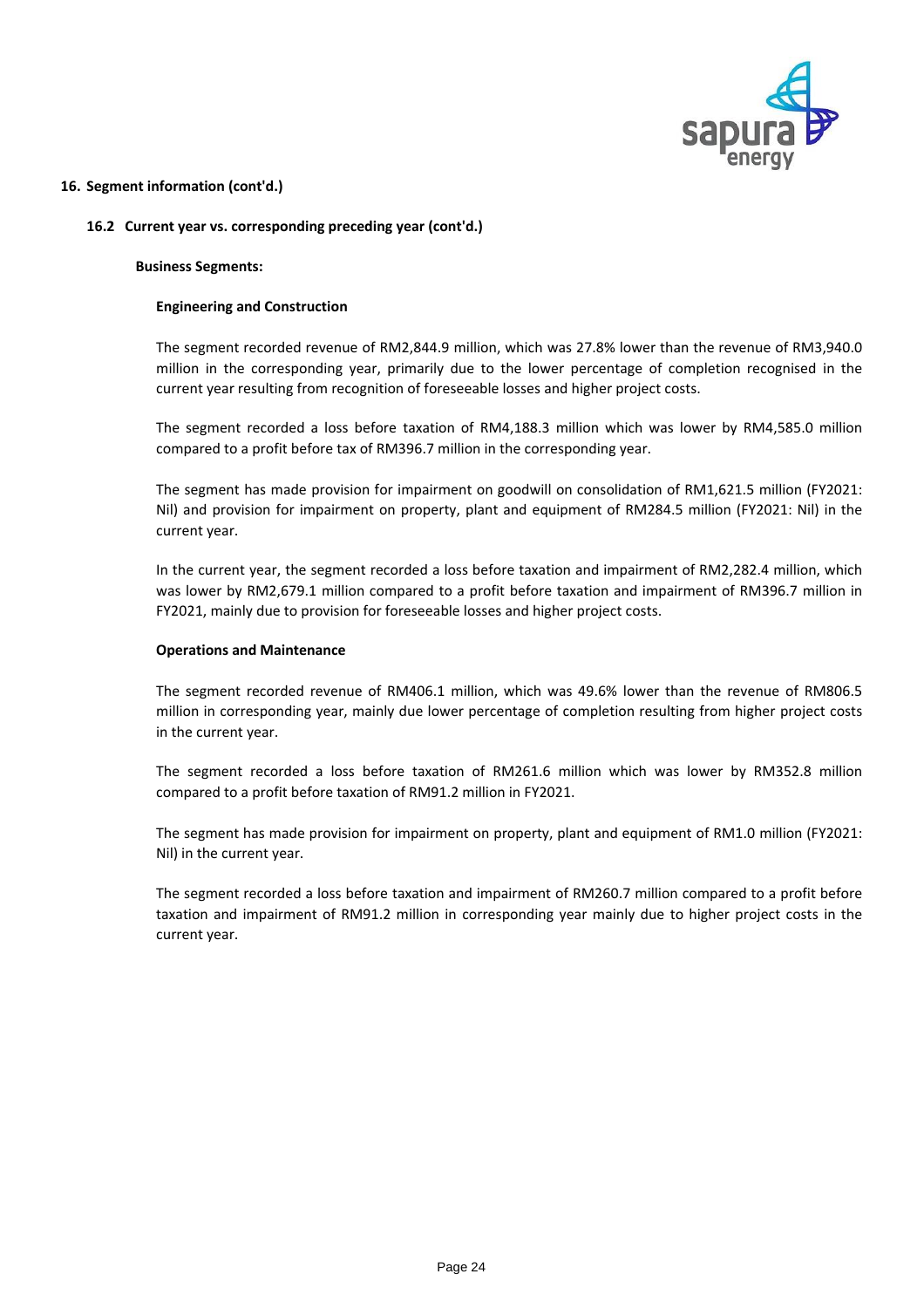**16. Segment information (cont'd.)**

**16.2 Current year vs. corresponding preceding year (cont'd.)**

**Business Segments:**

**Engineering and Construction**

The segment recorded revenue of RM2,844.9 million, which was 27.8% lower than the revenue of RM3,940.0 million in the corresponding year, primarily due to the lower percentage of completion recognised in the current year resulting from recognition of foreseeable losses and higher project costs.

The segment recorded a loss before taxation of RM4,188.3 million which was lower by RM4,585.0 million compared to a profit before tax of RM396.7 million in the corresponding year.

The segment has made provision for impairment on goodwill on consolidation of RM1,621.5 million (FY2021: Nil) and provision for impairment on property, plant and equipment of RM284.5 million (FY2021: Nil) in the current year.

In the current year, the segment recorded a loss before taxation and impairment of RM2,282.4 million, which was lower by RM2,679.1 million compared to a profit before taxation and impairment of RM396.7 million in FY2021, mainly due to provision for foreseeable losses and higher project costs.

**Operations and Maintenance**

The segment recorded revenue of RM406.1 million, which was 49.6% lower than the revenue of RM806.5 million in corresponding year, mainly due lower percentage of completion resulting from higher project costs in the current year.

The segment recorded a loss before taxation of RM261.6 million which was lower by RM352.8 million compared to a profit before taxation of RM91.2 million in FY2021.

The segment has made provision for impairment on property, plant and equipment of RM1.0 million (FY2021: Nil) in the current year.

The segment recorded a loss before taxation and impairment of RM260.7 million compared to a profit before taxation and impairment of RM91.2 million in corresponding year mainly due to higher project costs in the current year.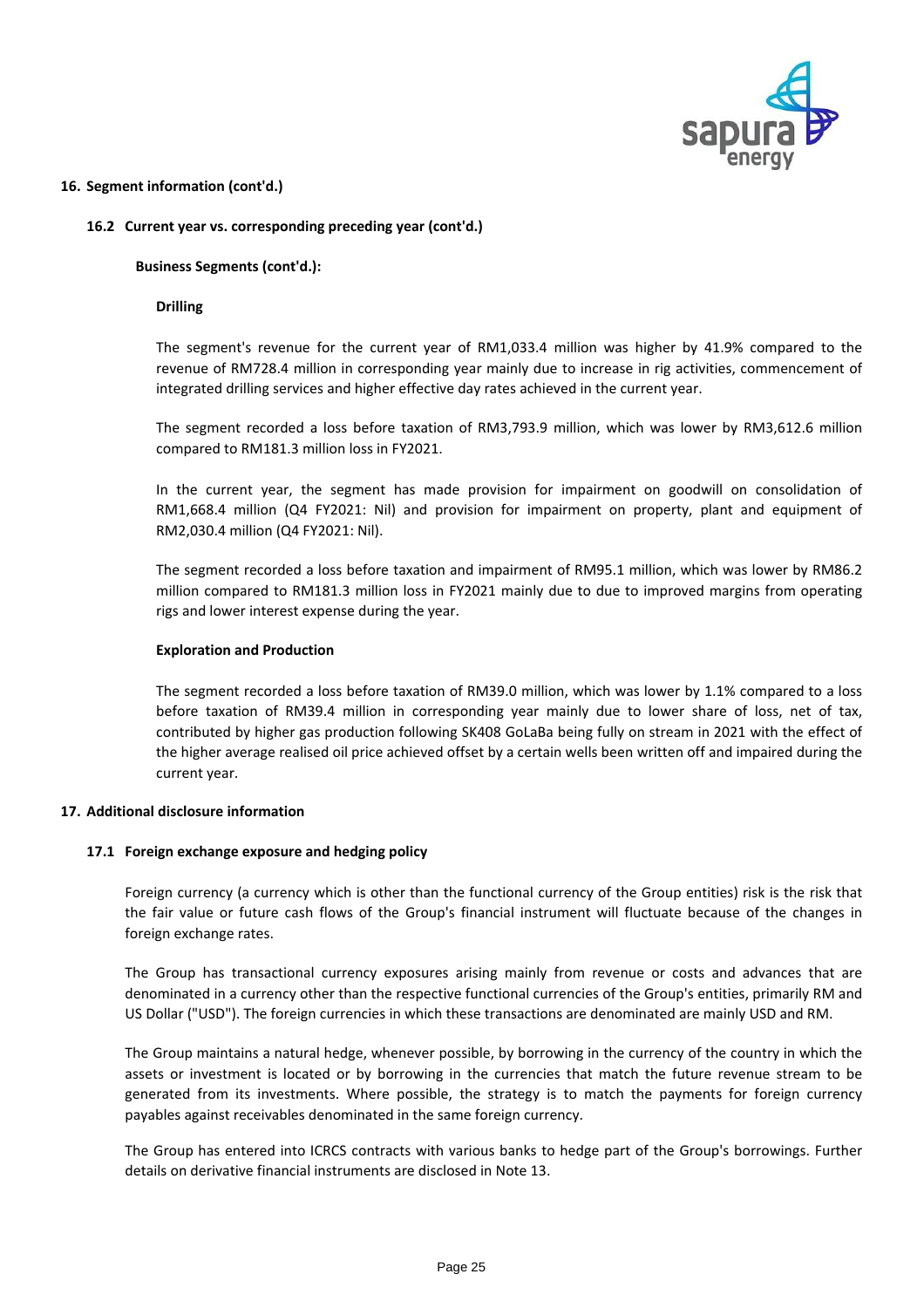## 16. Segment information (cont'd.)

### 16.2 Current year vs. corresponding preceding year (cont'd.)

**Business Segments (cont'd.):**

**Drilling**

The segment's revenue for the current year of RM1,033.4 million was higher by 41.9% compared to the revenue of RM728.4 million in corresponding year mainly due to increase in rig activities, commencement of integrated drilling services and higher effective day rates achieved in the current year.

The segment recorded a loss before taxation of RM3,793.9 million, which was lower by RM3,612.6 million compared to RM181.3 million loss in FY2021.

In the current year, the segment has made provision for impairment on goodwill on consolidation of RM1,668.4 million (Q4 FY2021: Nil) and provision for impairment on property, plant and equipment of RM2,030.4 million (Q4 FY2021: Nil).

The segment recorded a loss before taxation and impairment of RM95.1 million, which was lower by RM86.2 million compared to RM181.3 million loss in FY2021 mainly due to due to improved margins from operating rigs and lower interest expense during the year.

**Exploration and Production**

The segment recorded a loss before taxation of RM39.0 million, which was lower by 1.1% compared to a loss before taxation of RM39.4 million in corresponding year mainly due to lower share of loss, net of tax, contributed by higher gas production following SK408 GoLaBa being fully on stream in 2021 with the effect of the higher average realised oil price achieved offset by a certain wells been written off and impaired during the current year.

## 17. Additional disclosure information

### 17.1 Foreign exchange exposure and hedging policy

Foreign currency (a currency which is other than the functional currency of the Group entities) risk is the risk that the fair value or future cash flows of the Group's financial instrument will fluctuate because of the changes in foreign exchange rates.

The Group has transactional currency exposures arising mainly from revenue or costs and advances that are denominated in a currency other than the respective functional currencies of the Group's entities, primarily RM and US Dollar ("USD"). The foreign currencies in which these transactions are denominated are mainly USD and RM.

The Group maintains a natural hedge, whenever possible, by borrowing in the currency of the country in which the assets or investment is located or by borrowing in the currencies that match the future revenue stream to be generated from its investments. Where possible, the strategy is to match the payments for foreign currency payables against receivables denominated in the same foreign currency.

The Group has entered into ICRCS contracts with various banks to hedge part of the Group's borrowings. Further details on derivative financial instruments are disclosed in Note 13.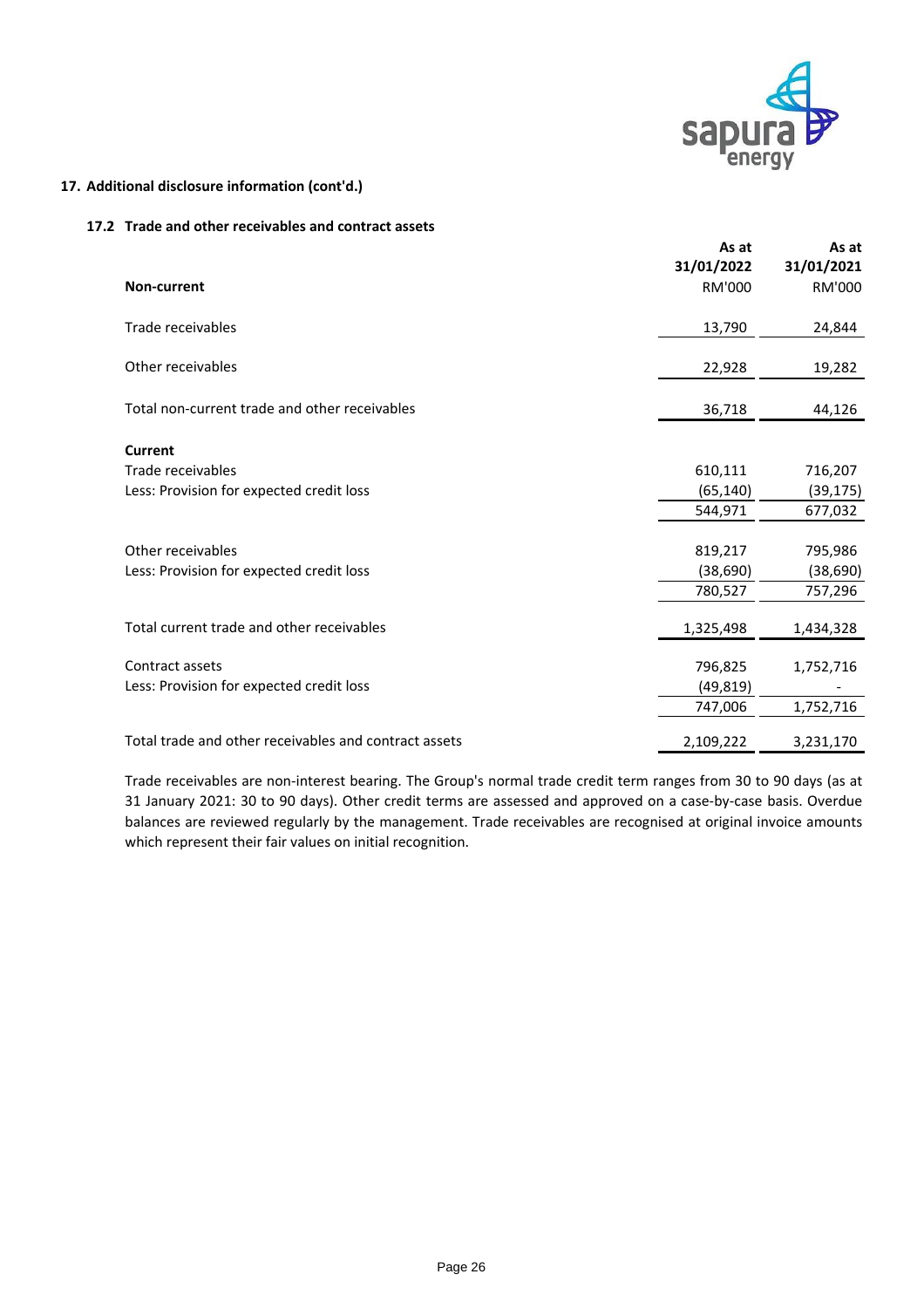## 17. Additional disclosure information (cont'd.)

### 17.2 Trade and other receivables and contract assets

| | As at 31/01/2022 | As at 31/01/2021 |
|---|---|---|
| **Non-current** | RM'000 | RM'000 |
| Trade receivables | 13,790 | 24,844 |
| Other receivables | 22,928 | 19,282 |
| Total non-current trade and other receivables | 36,718 | 44,126 |
| **Current** | | |
| Trade receivables | 610,111 | 716,207 |
| Less: Provision for expected credit loss | (65,140) | (39,175) |
| | 544,971 | 677,032 |
| Other receivables | 819,217 | 795,986 |
| Less: Provision for expected credit loss | (38,690) | (38,690) |
| | 780,527 | 757,296 |
| Total current trade and other receivables | 1,325,498 | 1,434,328 |
| Contract assets | 796,825 | 1,752,716 |
| Less: Provision for expected credit loss | (49,819) | - |
| | 747,006 | 1,752,716 |
| Total trade and other receivables and contract assets | 2,109,222 | 3,231,170 |

Trade receivables are non-interest bearing. The Group's normal trade credit term ranges from 30 to 90 days (as at 31 January 2021: 30 to 90 days). Other credit terms are assessed and approved on a case-by-case basis. Overdue balances are reviewed regularly by the management. Trade receivables are recognised at original invoice amounts which represent their fair values on initial recognition.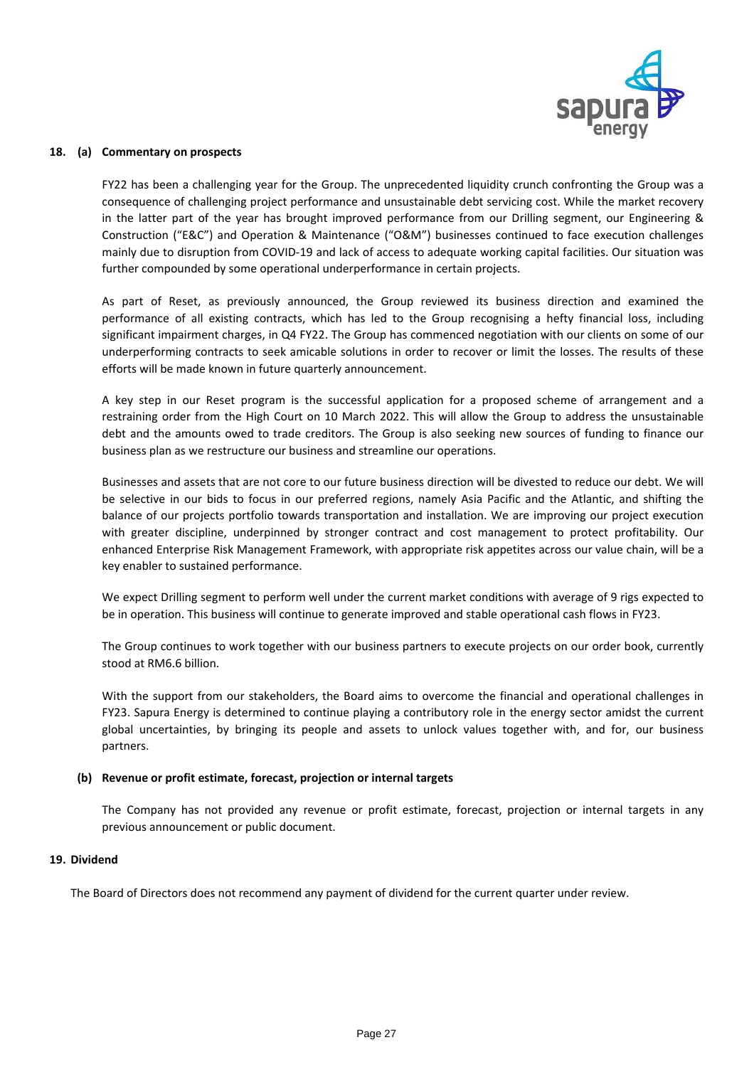## 18. (a) Commentary on prospects

FY22 has been a challenging year for the Group. The unprecedented liquidity crunch confronting the Group was a consequence of challenging project performance and unsustainable debt servicing cost. While the market recovery in the latter part of the year has brought improved performance from our Drilling segment, our Engineering & Construction ("E&C") and Operation & Maintenance ("O&M") businesses continued to face execution challenges mainly due to disruption from COVID-19 and lack of access to adequate working capital facilities. Our situation was further compounded by some operational underperformance in certain projects.

As part of Reset, as previously announced, the Group reviewed its business direction and examined the performance of all existing contracts, which has led to the Group recognising a hefty financial loss, including significant impairment charges, in Q4 FY22. The Group has commenced negotiation with our clients on some of our underperforming contracts to seek amicable solutions in order to recover or limit the losses. The results of these efforts will be made known in future quarterly announcement.

A key step in our Reset program is the successful application for a proposed scheme of arrangement and a restraining order from the High Court on 10 March 2022. This will allow the Group to address the unsustainable debt and the amounts owed to trade creditors. The Group is also seeking new sources of funding to finance our business plan as we restructure our business and streamline our operations.

Businesses and assets that are not core to our future business direction will be divested to reduce our debt. We will be selective in our bids to focus in our preferred regions, namely Asia Pacific and the Atlantic, and shifting the balance of our projects portfolio towards transportation and installation. We are improving our project execution with greater discipline, underpinned by stronger contract and cost management to protect profitability. Our enhanced Enterprise Risk Management Framework, with appropriate risk appetites across our value chain, will be a key enabler to sustained performance.

We expect Drilling segment to perform well under the current market conditions with average of 9 rigs expected to be in operation. This business will continue to generate improved and stable operational cash flows in FY23.

The Group continues to work together with our business partners to execute projects on our order book, currently stood at RM6.6 billion.

With the support from our stakeholders, the Board aims to overcome the financial and operational challenges in FY23. Sapura Energy is determined to continue playing a contributory role in the energy sector amidst the current global uncertainties, by bringing its people and assets to unlock values together with, and for, our business partners.

### (b) Revenue or profit estimate, forecast, projection or internal targets

The Company has not provided any revenue or profit estimate, forecast, projection or internal targets in any previous announcement or public document.

## 19. Dividend

The Board of Directors does not recommend any payment of dividend for the current quarter under review.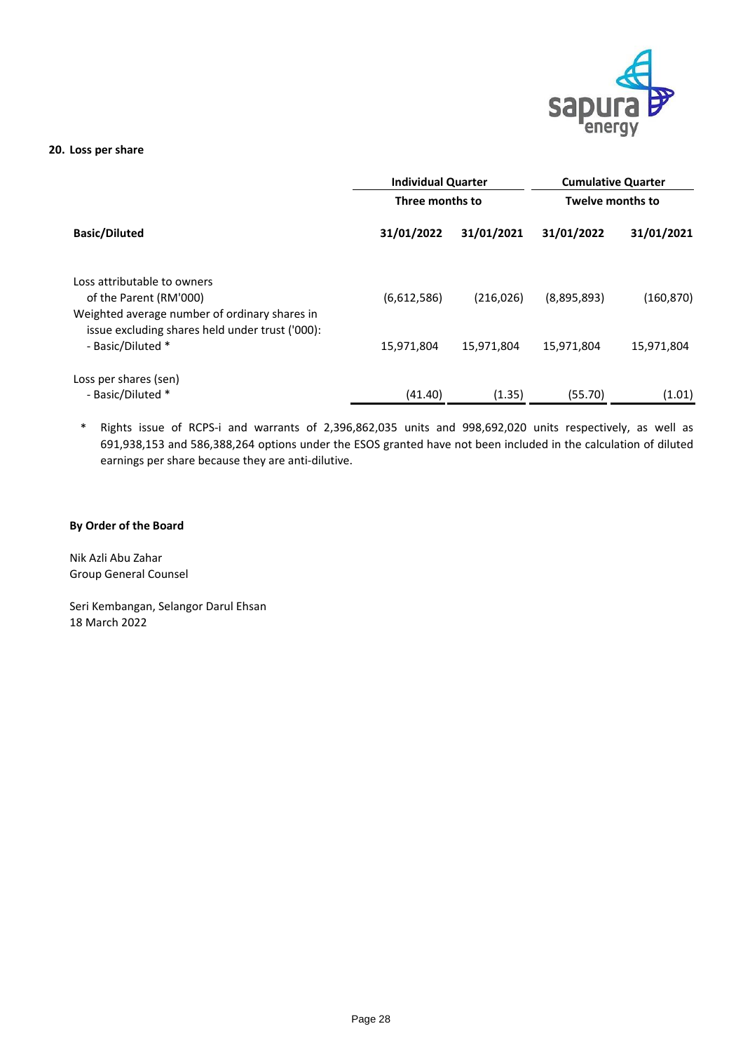## 20. Loss per share

| | Individual Quarter | | Cumulative Quarter | |
|---|---|---|---|---|
| | Three months to | | Twelve months to | |
| **Basic/Diluted** | **31/01/2022** | **31/01/2021** | **31/01/2022** | **31/01/2021** |
| Loss attributable to owners of the Parent (RM'000) | (6,612,586) | (216,026) | (8,895,893) | (160,870) |
| Weighted average number of ordinary shares in issue excluding shares held under trust ('000): | | | | |
| - Basic/Diluted * | 15,971,804 | 15,971,804 | 15,971,804 | 15,971,804 |
| Loss per shares (sen) | | | | |
| - Basic/Diluted * | (41.40) | (1.35) | (55.70) | (1.01) |

\* Rights issue of RCPS-i and warrants of 2,396,862,035 units and 998,692,020 units respectively, as well as 691,938,153 and 586,388,264 options under the ESOS granted have not been included in the calculation of diluted earnings per share because they are anti-dilutive.

**By Order of the Board**

Nik Azli Abu Zahar
Group General Counsel

Seri Kembangan, Selangor Darul Ehsan
18 March 2022